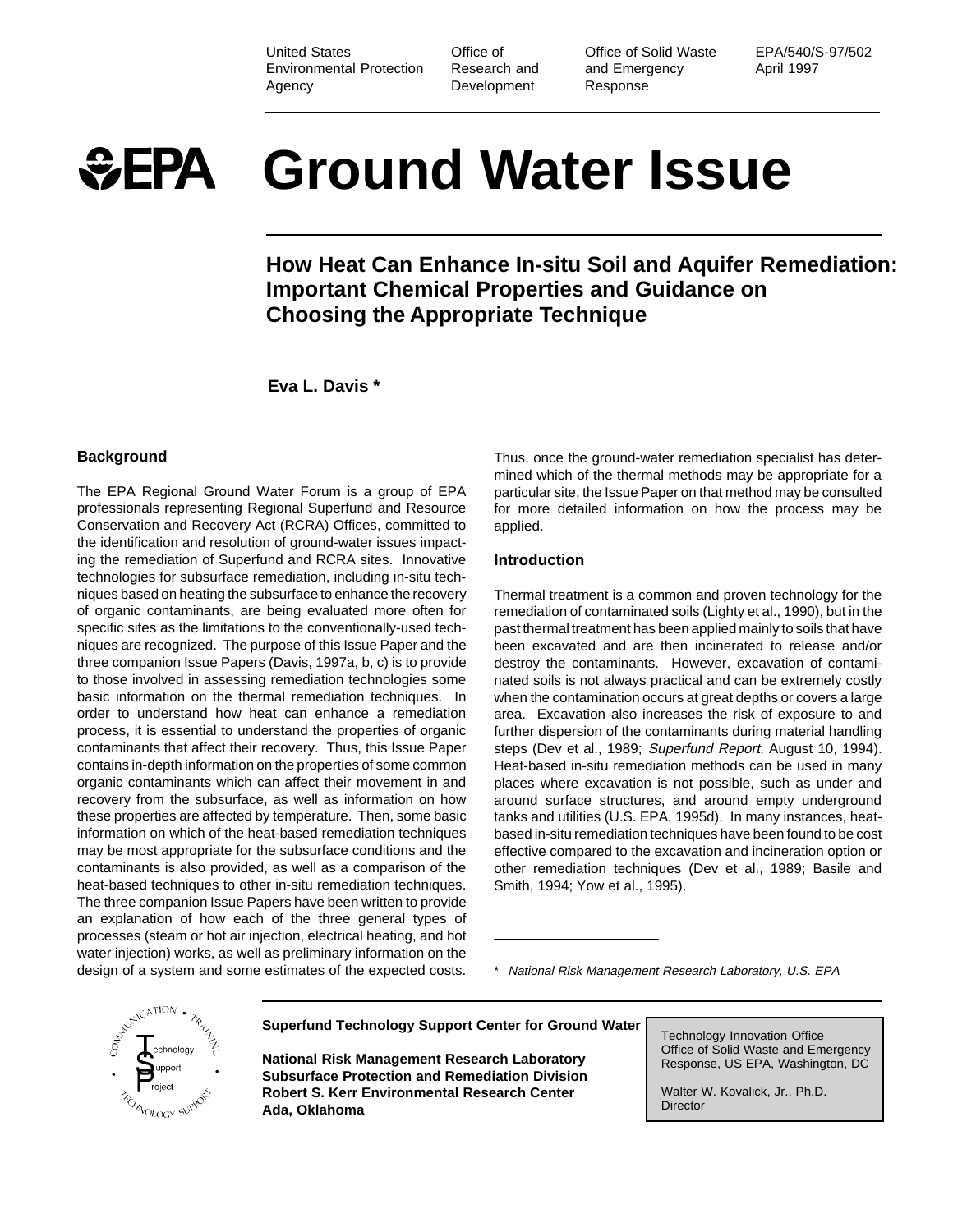United States Environmental Protection Agency | Office of Research and Development | Office of Solid Waste and Emergency Response | EPA/540/S-97/502 April 1997

# EPA Ground Water Issue

## How Heat Can Enhance In-situ Soil and Aquifer Remediation: Important Chemical Properties and Guidance on Choosing the Appropriate Technique

**Eva L. Davis \***

### Background

The EPA Regional Ground Water Forum is a group of EPA professionals representing Regional Superfund and Resource Conservation and Recovery Act (RCRA) Offices, committed to the identification and resolution of ground-water issues impacting the remediation of Superfund and RCRA sites. Innovative technologies for subsurface remediation, including in-situ techniques based on heating the subsurface to enhance the recovery of organic contaminants, are being evaluated more often for specific sites as the limitations to the conventionally-used techniques are recognized. The purpose of this Issue Paper and the three companion Issue Papers (Davis, 1997a, b, c) is to provide to those involved in assessing remediation technologies some basic information on the thermal remediation techniques. In order to understand how heat can enhance a remediation process, it is essential to understand the properties of organic contaminants that affect their recovery. Thus, this Issue Paper contains in-depth information on the properties of some common organic contaminants which can affect their movement in and recovery from the subsurface, as well as information on how these properties are affected by temperature. Then, some basic information on which of the heat-based remediation techniques may be most appropriate for the subsurface conditions and the contaminants is also provided, as well as a comparison of the heat-based techniques to other in-situ remediation techniques. The three companion Issue Papers have been written to provide an explanation of how each of the three general types of processes (steam or hot air injection, electrical heating, and hot water injection) works, as well as preliminary information on the design of a system and some estimates of the expected costs. Thus, once the ground-water remediation specialist has determined which of the thermal methods may be appropriate for a particular site, the Issue Paper on that method may be consulted for more detailed information on how the process may be applied.

### Introduction

Thermal treatment is a common and proven technology for the remediation of contaminated soils (Lighty et al., 1990), but in the past thermal treatment has been applied mainly to soils that have been excavated and are then incinerated to release and/or destroy the contaminants. However, excavation of contaminated soils is not always practical and can be extremely costly when the contamination occurs at great depths or covers a large area. Excavation also increases the risk of exposure to and further dispersion of the contaminants during material handling steps (Dev et al., 1989; *Superfund Report*, August 10, 1994). Heat-based in-situ remediation methods can be used in many places where excavation is not possible, such as under and around surface structures, and around empty underground tanks and utilities (U.S. EPA, 1995d). In many instances, heat-based in-situ remediation techniques have been found to be cost effective compared to the excavation and incineration option or other remediation techniques (Dev et al., 1989; Basile and Smith, 1994; Yow et al., 1995).

\* *National Risk Management Research Laboratory, U.S. EPA*

**Superfund Technology Support Center for Ground Water**

**National Risk Management Research Laboratory**
**Subsurface Protection and Remediation Division**
**Robert S. Kerr Environmental Research Center**
**Ada, Oklahoma**

Technology Innovation Office
Office of Solid Waste and Emergency Response, US EPA, Washington, DC

Walter W. Kovalick, Jr., Ph.D.
Director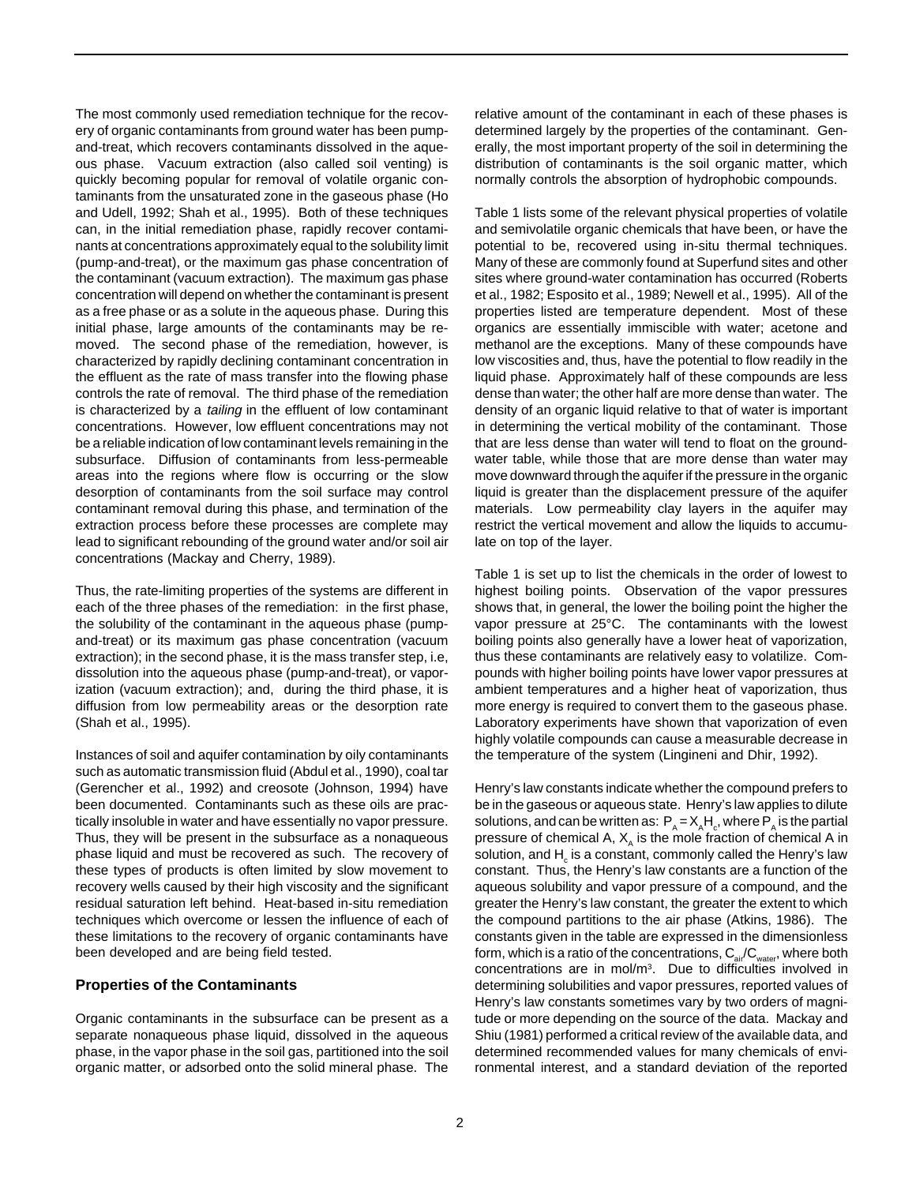The most commonly used remediation technique for the recovery of organic contaminants from ground water has been pump-and-treat, which recovers contaminants dissolved in the aqueous phase. Vacuum extraction (also called soil venting) is quickly becoming popular for removal of volatile organic contaminants from the unsaturated zone in the gaseous phase (Ho and Udell, 1992; Shah et al., 1995). Both of these techniques can, in the initial remediation phase, rapidly recover contaminants at concentrations approximately equal to the solubility limit (pump-and-treat), or the maximum gas phase concentration of the contaminant (vacuum extraction). The maximum gas phase concentration will depend on whether the contaminant is present as a free phase or as a solute in the aqueous phase. During this initial phase, large amounts of the contaminants may be removed. The second phase of the remediation, however, is characterized by rapidly declining contaminant concentration in the effluent as the rate of mass transfer into the flowing phase controls the rate of removal. The third phase of the remediation is characterized by a *tailing* in the effluent of low contaminant concentrations. However, low effluent concentrations may not be a reliable indication of low contaminant levels remaining in the subsurface. Diffusion of contaminants from less-permeable areas into the regions where flow is occurring or the slow desorption of contaminants from the soil surface may control contaminant removal during this phase, and termination of the extraction process before these processes are complete may lead to significant rebounding of the ground water and/or soil air concentrations (Mackay and Cherry, 1989).

Thus, the rate-limiting properties of the systems are different in each of the three phases of the remediation: in the first phase, the solubility of the contaminant in the aqueous phase (pump-and-treat) or its maximum gas phase concentration (vacuum extraction); in the second phase, it is the mass transfer step, i.e, dissolution into the aqueous phase (pump-and-treat), or vaporization (vacuum extraction); and, during the third phase, it is diffusion from low permeability areas or the desorption rate (Shah et al., 1995).

Instances of soil and aquifer contamination by oily contaminants such as automatic transmission fluid (Abdul et al., 1990), coal tar (Gerencher et al., 1992) and creosote (Johnson, 1994) have been documented. Contaminants such as these oils are practically insoluble in water and have essentially no vapor pressure. Thus, they will be present in the subsurface as a nonaqueous phase liquid and must be recovered as such. The recovery of these types of products is often limited by slow movement to recovery wells caused by their high viscosity and the significant residual saturation left behind. Heat-based in-situ remediation techniques which overcome or lessen the influence of each of these limitations to the recovery of organic contaminants have been developed and are being field tested.

## Properties of the Contaminants

Organic contaminants in the subsurface can be present as a separate nonaqueous phase liquid, dissolved in the aqueous phase, in the vapor phase in the soil gas, partitioned into the soil organic matter, or adsorbed onto the solid mineral phase. The relative amount of the contaminant in each of these phases is determined largely by the properties of the contaminant. Generally, the most important property of the soil in determining the distribution of contaminants is the soil organic matter, which normally controls the absorption of hydrophobic compounds.

Table 1 lists some of the relevant physical properties of volatile and semivolatile organic chemicals that have been, or have the potential to be, recovered using in-situ thermal techniques. Many of these are commonly found at Superfund sites and other sites where ground-water contamination has occurred (Roberts et al., 1982; Esposito et al., 1989; Newell et al., 1995). All of the properties listed are temperature dependent. Most of these organics are essentially immiscible with water; acetone and methanol are the exceptions. Many of these compounds have low viscosities and, thus, have the potential to flow readily in the liquid phase. Approximately half of these compounds are less dense than water; the other half are more dense than water. The density of an organic liquid relative to that of water is important in determining the vertical mobility of the contaminant. Those that are less dense than water will tend to float on the ground-water table, while those that are more dense than water may move downward through the aquifer if the pressure in the organic liquid is greater than the displacement pressure of the aquifer materials. Low permeability clay layers in the aquifer may restrict the vertical movement and allow the liquids to accumulate on top of the layer.

Table 1 is set up to list the chemicals in the order of lowest to highest boiling points. Observation of the vapor pressures shows that, in general, the lower the boiling point the higher the vapor pressure at 25°C. The contaminants with the lowest boiling points also generally have a lower heat of vaporization, thus these contaminants are relatively easy to volatilize. Compounds with higher boiling points have lower vapor pressures at ambient temperatures and a higher heat of vaporization, thus more energy is required to convert them to the gaseous phase. Laboratory experiments have shown that vaporization of even highly volatile compounds can cause a measurable decrease in the temperature of the system (Lingineni and Dhir, 1992).

Henry's law constants indicate whether the compound prefers to be in the gaseous or aqueous state. Henry's law applies to dilute solutions, and can be written as: $P_A = X_A H_c$, where $P_A$ is the partial pressure of chemical A, $X_A$ is the mole fraction of chemical A in solution, and $H_c$ is a constant, commonly called the Henry's law constant. Thus, the Henry's law constants are a function of the aqueous solubility and vapor pressure of a compound, and the greater the Henry's law constant, the greater the extent to which the compound partitions to the air phase (Atkins, 1986). The constants given in the table are expressed in the dimensionless form, which is a ratio of the concentrations, $C_{air}/C_{water}$, where both concentrations are in mol/m$^3$. Due to difficulties involved in determining solubilities and vapor pressures, reported values of Henry's law constants sometimes vary by two orders of magnitude or more depending on the source of the data. Mackay and Shiu (1981) performed a critical review of the available data, and determined recommended values for many chemicals of environmental interest, and a standard deviation of the reported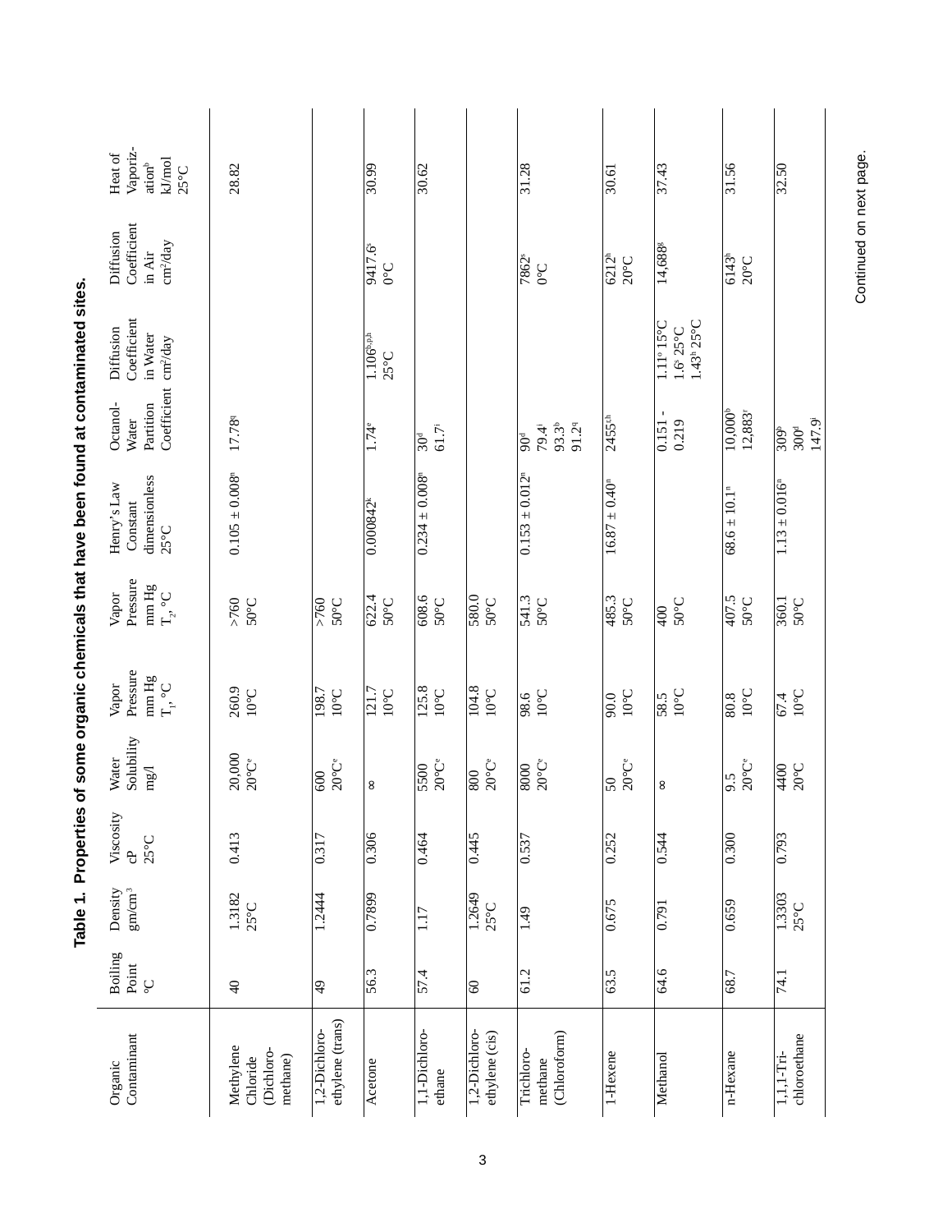**Table 1. Properties of some organic chemicals that have been found at contaminated sites.**

| Organic Contaminant | Boiling Point °C | Density gm/cm³ | Viscosity cP 25°C | Water Solubility mg/l | Vapor Pressure mm Hg $T_1$, °C | Vapor Pressure mm Hg $T_2$, °C | Henry's Law Constant dimensionless 25°C | Octanol-Water Partition Coefficient | Diffusion Coefficient in Water cm²/day | Diffusion Coefficient in Air cm²/day | Heat of Vaporization[b] kJ/mol 25°C |
|---|---|---|---|---|---|---|---|---|---|---|---|
| Methylene Chloride (Dichloro-methane) | 40 | 1.3182 25°C | 0.413 | 20,000 20°C[e] | 260.9 10°C | >760 50°C | 0.105 ± 0.008[n] | 17.78[q] | | | 28.82 |
| 1,2-Dichloro-ethylene (trans) | 49 | 1.2444 | 0.317 | 600 20°C[e] | 198.7 10°C | >760 50°C | | | | | |
| Acetone | 56.3 | 0.7899 | 0.306 | ∞ | 121.7 10°C | 622.4 50°C | 0.000842[k] | 1.74[e] | 1.106[b,g,h] 25°C | 9417.6[s] 0°C | 30.99 |
| 1,1-Dichloro-ethane | 57.4 | 1.17 | 0.464 | 5500 20°C[e] | 125.8 10°C | 608.6 50°C | 0.234 ± 0.008[n] | 30[d] 61.7[i] | | | 30.62 |
| 1,2-Dichloro-ethylene (cis) | 60 | 1.2649 25°C | 0.445 | 800 20°C[e] | 104.8 10°C | 580.0 50°C | | | | | |
| Trichloro-methane (Chloroform) | 61.2 | 1.49 | 0.537 | 8000 20°C[e] | 98.6 10°C | 541.3 50°C | 0.153 ± 0.012[n] | 90[d] 79.4[i] 93.3[b] 91.2[q] | | 7862[s] 0°C | 31.28 |
| 1-Hexene | 63.5 | 0.675 | 0.252 | 50 20°C[e] | 90.0 10°C | 485.3 50°C | 16.87 ± 0.40[n] | 2455[t,h] | | 6212[h] 20°C | 30.61 |
| Methanol | 64.6 | 0.791 | 0.544 | ∞ | 58.5 10°C | 400 50°C | | 0.151 - 0.219 | 1.11[o] 15°C 1.6[t] 25°C 1.43[h] 25°C | 14,688[g] | 37.43 |
| n-Hexane | 68.7 | 0.659 | 0.300 | 9.5 20°C[e] | 80.8 10°C | 407.5 50°C | 68.6 ± 10.1[n] | 10,000[b] 12,883[r] | | 6143[h] 20°C | 31.56 |
| 1,1,1-Tri-chloroethane | 74.1 | 1.3303 25°C | 0.793 | 4400 20°C | 67.4 10°C | 360.1 50°C | 1.13 ± 0.016[n] | 309[b] 300[d] 147.9[j] | | | 32.50 |

Continued on next page.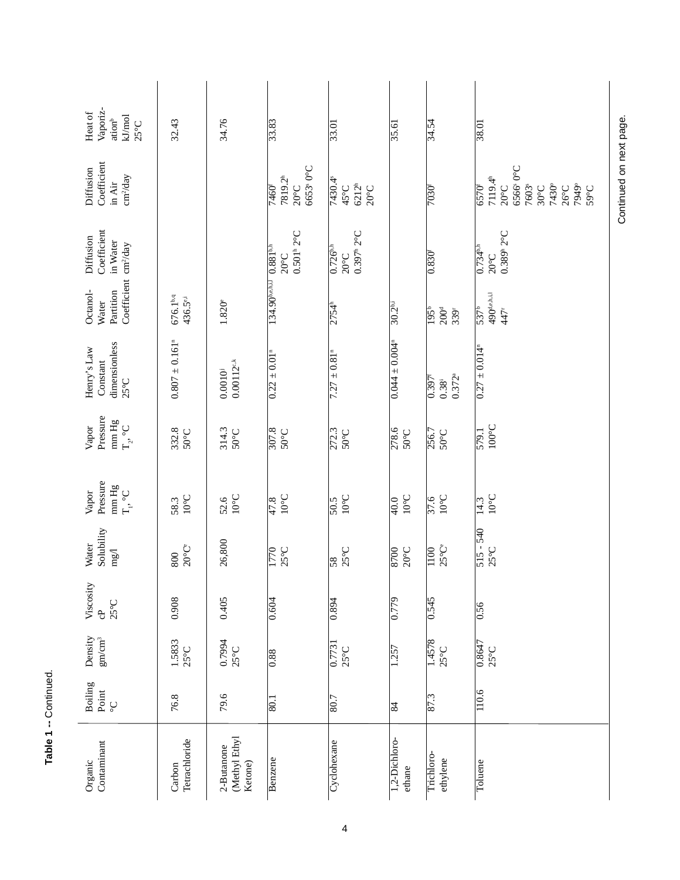**Table 1 -- Continued.**

| Organic Contaminant | Boiling Point °C | Density gm/cm³ | Viscosity cP 25°C | Water Solubility mg/l | Vapor Pressure mm Hg $T_1$, °C | Vapor Pressure mm Hg $T_2$, °C | Henry's Law Constant dimensionless 25°C | Octanol-Water Partition Coefficient | Diffusion Coefficient in Water cm²/day | Diffusion Coefficient in Air cm²/day | Heat of Vaporization[b] kJ/mol 25°C |
|---|---|---|---|---|---|---|---|---|---|---|---|
| Carbon Tetrachloride | 76.8 | 1.5833 25°C | 0.908 | 800 20°C[e] | 58.3 10°C | 332.8 50°C | 0.807 ± 0.161[n] | 676.1[b,q] 436.5[e,i] | | | 32.43 |
| 2-Butanone (Methyl Ethyl Ketone) | 79.6 | 0.7994 25°C | 0.405 | 26,800 | 52.6 10°C | 314.3 50°C | 0.0010[j] 0.00112[c,k] | 1.820[e] | | | 34.76 |
| Benzene | 80.1 | 0.88 | 0.604 | 1770 25°C | 47.8 10°C | 307.8 50°C | 0.22 ± 0.01[n] | 134.90[b,e,h,i,l] | 0.881[b,h] 20°C 0.501[h] 2°C | 7460[f] 7819.2[h] 20°C 6653[s] 0°C | 33.83 |
| Cyclohexane | 80.7 | 0.7731 25°C | 0.894 | 58 25°C | 50.5 10°C | 272.3 50°C | 7.27 ± 0.81[n] | 2754[h] | 0.726[b,h] 20°C 0.397[h] 2°C | 7430.4[s] 45°C 6212[h] 20°C | 33.01 |
| 1,2-Dichloroethane | 84 | 1.257 | 0.779 | 8700 20°C | 40.0 10°C | 278.6 50°C | 0.044 ± 0.004[n] | 30.2[b,i] | | | 35.61 |
| Trichloroethylene | 87.3 | 1.4578 25°C | 0.545 | 1100 25°C[e] | 37.6 10°C | 256.7 50°C | 0.397[f] 0.38[i] 0.372[a] | 195[b] 200[d] 339[r] | 0.830[f] | 7030[f] | 34.54 |
| Toluene | 110.6 | 0.8647 25°C | 0.56 | 515 - 540 25°C | 14.3 10°C | 579.1 100°C | 0.27 ± 0.014[n] | 537[b] 490[d,e,h,i,l] 447[r] | 0.734[b,h] 20°C 0.389[h] 2°C | 6570[f] 7119.4[h] 20°C 6566[s] 0°C 7603[s] 30°C 7430[o] 26°C 7949[o] 59°C | 38.01 |

Continued on next page.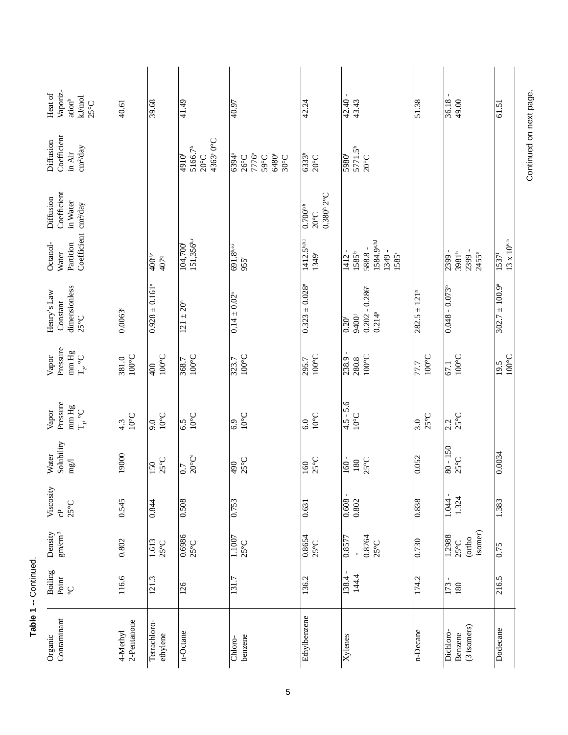**Table 1 -- Continued.**

| Organic Contaminant | Boiling Point °C | Density gm/cm$^3$ | Viscosity cP 25°C | Water Solubility mg/l | Vapor Pressure mm Hg $T_1$, °C | Vapor Pressure mm Hg $T_2$, °C | Henry's Law Constant dimensionless 25°C | Octanol-Water Partition Coefficient | Diffusion Coefficient in Water cm$^2$/day | Diffusion Coefficient in Air cm$^2$/day | Heat of Vaporization[b] kJ/mol 25°C |
|---|---|---|---|---|---|---|---|---|---|---|---|
| 4-Methyl 2-Pentanone | 116.6 | 0.802 | 0.545 | 19000 | 4.3 10°C | 381.0 100°C | 0.0063[c] | | | | 40.61 |
| Tetrachloro-ethylene | 121.3 | 1.613 25°C | 0.844 | 150 25°C | 9.0 10°C | 400 100°C | 0.928 ± 0.161[n] | 400[d,e] 407[q] | | | 39.68 |
| n-Octane | 126 | 0.6986 25°C | 0.508 | 0.7 20°C[e] | 6.5 10°C | 368.7 100°C | 121 ± 20[n] | 104,700[l] 151,356[h,r] | | 4910[f] 5166.7[h] 20°C 4363[g] 0°C | 41.49 |
| Chloro-benzene | 131.7 | 1.1007 25°C | 0.753 | 490 25°C | 6.9 10°C | 323.7 100°C | 0.14 ± 0.02[n] | 691.8[b,e,i] 955[r] | | 6394[o] 26°C 7776[o] 59°C 6480[g] 30°C | 40.97 |
| Ethylbenzene | 136.2 | 0.8654 25°C | 0.631 | 160 25°C | 6.0 10°C | 295.7 100°C | 0.323 ± 0.028[n] | 1412.5[b,h,i] 1349[r] | 0.700[b,h] 20°C 0.380[h] 2°C | 6333[h] 20°C | 42.24 |
| Xylenes | 138.4 - 144.4 | 0.8577 - 0.8764 25°C | 0.608 - 0.802 | 160 - 180 25°C | 4.5 - 5.6 10°C | 238.9 - 280.8 100°C | 0.20[f] 9400[j] 0.202 - 0.286[c] 0.214[a] | 1412 - 1585[b] 588.8 - 1584.9[e,h,l] 1349 - 1585[r] | | 5980[f] 5771.5[h] 20°C | 42.40 - 43.43 |
| n-Decane | 174.2 | 0.730 | 0.838 | 0.052 | 3.0 25°C | 77.7 100°C | 282.5 ± 121[n] | | | | 51.38 |
| Dichloro-Benzene (3 isomers) | 173 - 180 | 1.2988 25°C (ortho isomer) | 1.044 - 1.324 | 80 - 150 25°C | 2.2 25°C | 67.1 100°C | 0.048 - 0.073[b] | 2399 - 3981[b] 2399 - 2455[e] | | | 36.18 - 49.00 |
| Dodecane | 216.5 | 0.75 | 1.383 | 0.0034 | | 19.5 100°C | 302.7 ± 100.9[n] | 1537[l] 13 x 10$^6$ [h] | | | 61.51 |

Continued on next page.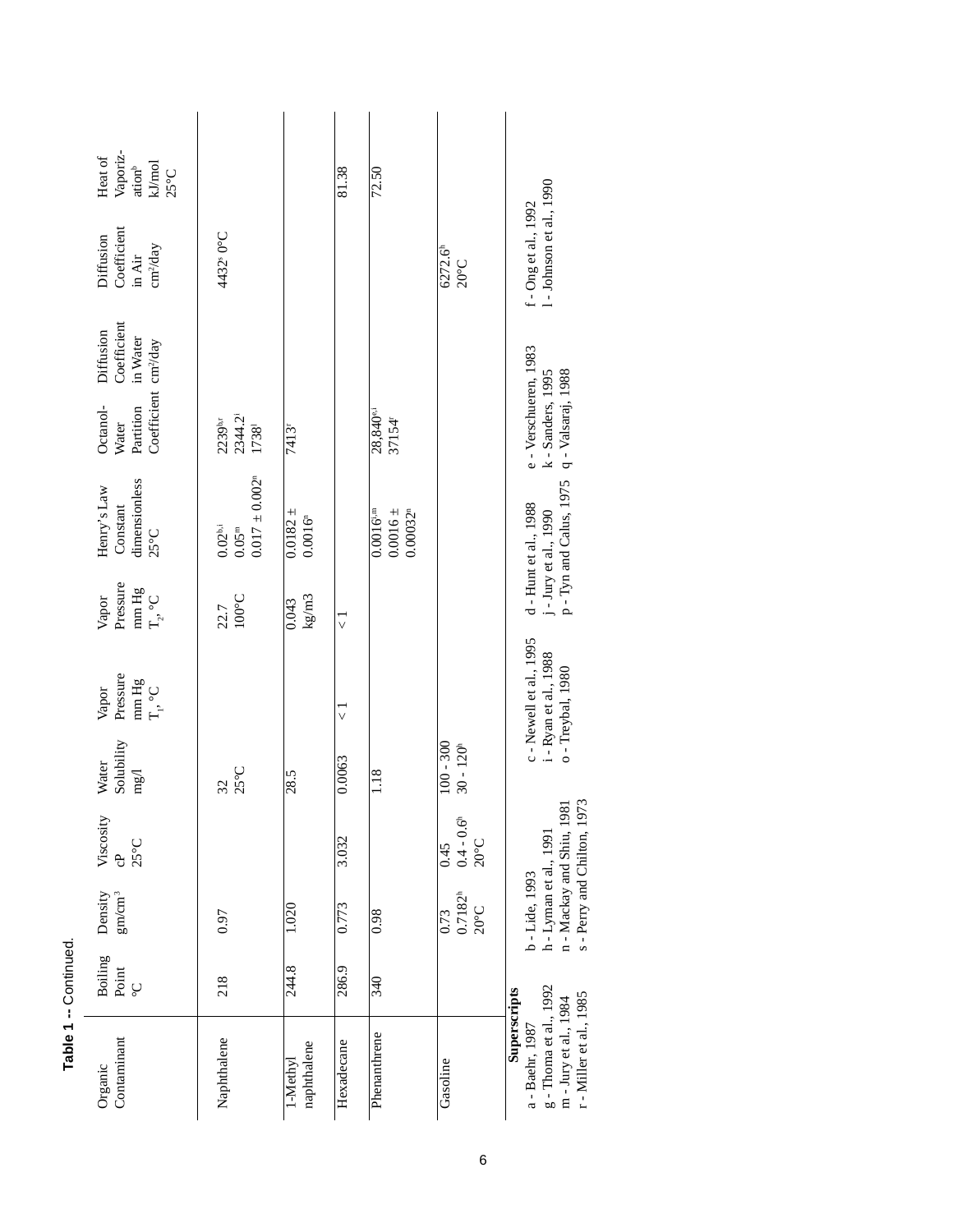**Table 1 -- Continued.**

| Organic Contaminant | Boiling Point °C | Density gm/cm$^3$ | Viscosity cP 25°C | Water Solubility mg/l | Vapor Pressure mm Hg $T_1$, °C | Vapor Pressure mm Hg $T_2$, °C | Henry's Law Constant dimensionless 25°C | Octanol-Water Partition Coefficient | Diffusion Coefficient in Water cm$^2$/day | Diffusion Coefficient in Air cm$^2$/day | Heat of Vaporization[b] kJ/mol 25°C |
|---|---|---|---|---|---|---|---|---|---|---|---|
| Naphthalene | 218 | 0.97 | | 32 25°C | | 22.7 100°C | 0.02[b,i] 0.05[m] 0.017 ± 0.002[n] | 2239[h,r] 2344.2[j] 1738[l] | | 4432[s] 0°C | |
| 1-Methyl naphthalene | 244.8 | 1.020 | | 28.5 | | 0.043 kg/m3 | 0.0182 ± 0.0016[n] | 7413[r] | | | |
| Hexadecane | 286.9 | 0.773 | 3.032 | 0.0063 | < 1 | < 1 | | | | | 81.38 |
| Phenanthrene | 340 | 0.98 | | 1.18 | | | 0.0016[i,m] 0.0016 ± 0.00032[n] | 28,840[e,l] 37154[r] | | | 72.50 |
| Gasoline | | 0.73 0.7182[h] 20°C | 0.45 0.4 - 0.6[h] 20°C | 100 - 300 30 - 120[h] | | | | | | 6272.6[h] 20°C | |

**Superscripts**

a - Baehr, 1987
g - Thoma et al., 1992
m - Jury et al., 1984
r - Miller et al., 1985
b - Lide, 1993
h - Lyman et al., 1991
n - Mackay and Shiu, 1981
s - Perry and Chilton, 1973
c - Newell et al., 1995
i - Ryan et al., 1988
o - Treybal, 1980
d - Hunt et al., 1988
j - Jury et al., 1990
p - Tyn and Calus, 1975
e - Verschueren, 1983
k - Sanders, 1995
q - Valsaraj, 1988
f - Ong et al., 1992
l - Johnson et al., 1990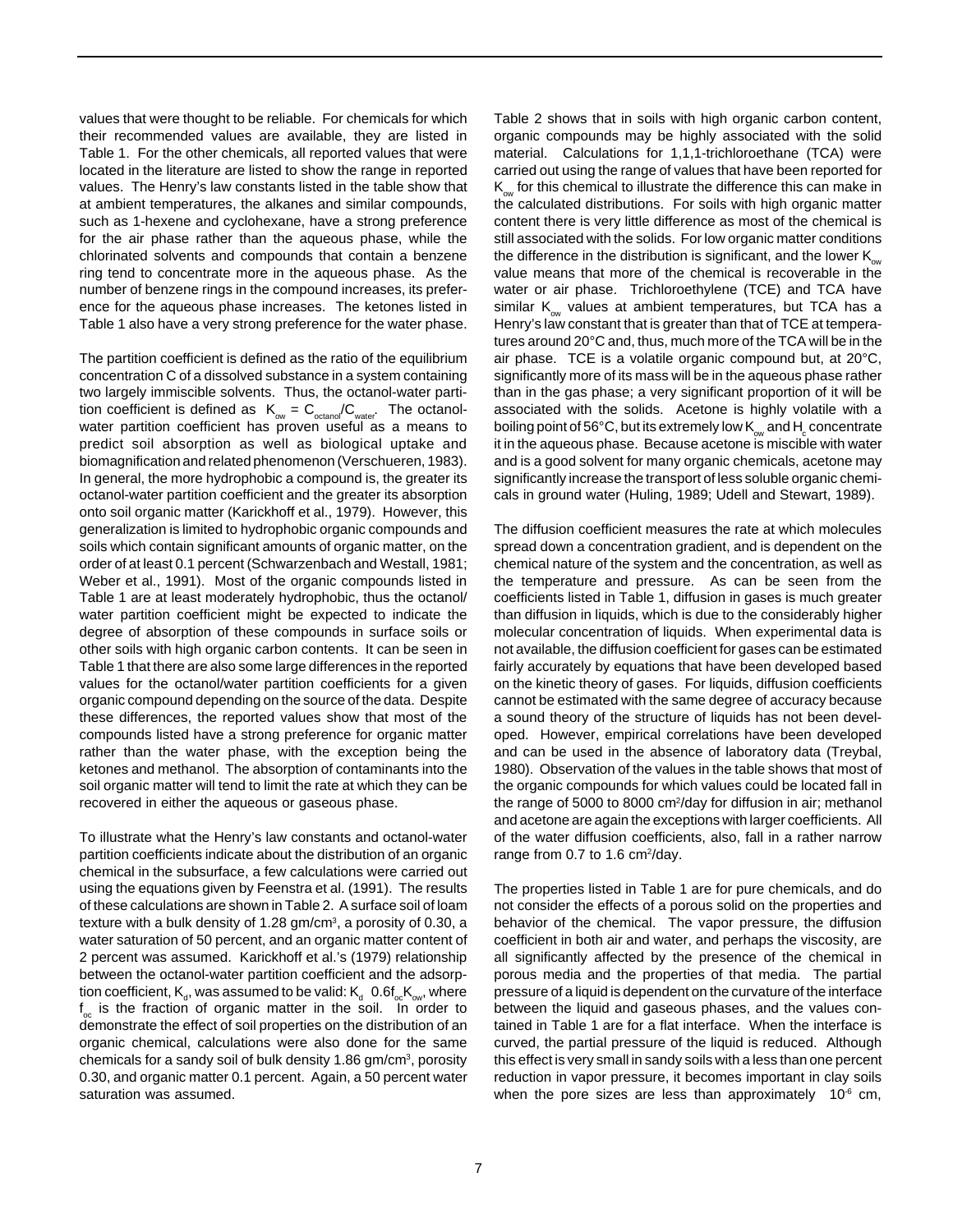values that were thought to be reliable. For chemicals for which their recommended values are available, they are listed in Table 1. For the other chemicals, all reported values that were located in the literature are listed to show the range in reported values. The Henry's law constants listed in the table show that at ambient temperatures, the alkanes and similar compounds, such as 1-hexene and cyclohexane, have a strong preference for the air phase rather than the aqueous phase, while the chlorinated solvents and compounds that contain a benzene ring tend to concentrate more in the aqueous phase. As the number of benzene rings in the compound increases, its preference for the aqueous phase increases. The ketones listed in Table 1 also have a very strong preference for the water phase.

The partition coefficient is defined as the ratio of the equilibrium concentration C of a dissolved substance in a system containing two largely immiscible solvents. Thus, the octanol-water partition coefficient is defined as $K_{ow} = C_{octanol}/C_{water}$. The octanol-water partition coefficient has proven useful as a means to predict soil absorption as well as biological uptake and biomagnification and related phenomenon (Verschueren, 1983). In general, the more hydrophobic a compound is, the greater its octanol-water partition coefficient and the greater its absorption onto soil organic matter (Karickhoff et al., 1979). However, this generalization is limited to hydrophobic organic compounds and soils which contain significant amounts of organic matter, on the order of at least 0.1 percent (Schwarzenbach and Westall, 1981; Weber et al., 1991). Most of the organic compounds listed in Table 1 are at least moderately hydrophobic, thus the octanol/water partition coefficient might be expected to indicate the degree of absorption of these compounds in surface soils or other soils with high organic carbon contents. It can be seen in Table 1 that there are also some large differences in the reported values for the octanol/water partition coefficients for a given organic compound depending on the source of the data. Despite these differences, the reported values show that most of the compounds listed have a strong preference for organic matter rather than the water phase, with the exception being the ketones and methanol. The absorption of contaminants into the soil organic matter will tend to limit the rate at which they can be recovered in either the aqueous or gaseous phase.

To illustrate what the Henry's law constants and octanol-water partition coefficients indicate about the distribution of an organic chemical in the subsurface, a few calculations were carried out using the equations given by Feenstra et al. (1991). The results of these calculations are shown in Table 2. A surface soil of loam texture with a bulk density of 1.28 gm/cm$^3$, a porosity of 0.30, a water saturation of 50 percent, and an organic matter content of 2 percent was assumed. Karickhoff et al.'s (1979) relationship between the octanol-water partition coefficient and the adsorption coefficient, $K_d$, was assumed to be valid: $K_d \approx 0.6 f_{oc} K_{ow}$, where $f_{oc}$ is the fraction of organic matter in the soil. In order to demonstrate the effect of soil properties on the distribution of an organic chemical, calculations were also done for the same chemicals for a sandy soil of bulk density 1.86 gm/cm$^3$, porosity 0.30, and organic matter 0.1 percent. Again, a 50 percent water saturation was assumed.

Table 2 shows that in soils with high organic carbon content, organic compounds may be highly associated with the solid material. Calculations for 1,1,1-trichloroethane (TCA) were carried out using the range of values that have been reported for $K_{ow}$ for this chemical to illustrate the difference this can make in the calculated distributions. For soils with high organic matter content there is very little difference as most of the chemical is still associated with the solids. For low organic matter conditions the difference in the distribution is significant, and the lower $K_{ow}$ value means that more of the chemical is recoverable in the water or air phase. Trichloroethylene (TCE) and TCA have similar $K_{ow}$ values at ambient temperatures, but TCA has a Henry's law constant that is greater than that of TCE at temperatures around 20°C and, thus, much more of the TCA will be in the air phase. TCE is a volatile organic compound but, at 20°C, significantly more of its mass will be in the aqueous phase rather than in the gas phase; a very significant proportion of it will be associated with the solids. Acetone is highly volatile with a boiling point of 56°C, but its extremely low $K_{ow}$ and $H_c$ concentrate it in the aqueous phase. Because acetone is miscible with water and is a good solvent for many organic chemicals, acetone may significantly increase the transport of less soluble organic chemicals in ground water (Huling, 1989; Udell and Stewart, 1989).

The diffusion coefficient measures the rate at which molecules spread down a concentration gradient, and is dependent on the chemical nature of the system and the concentration, as well as the temperature and pressure. As can be seen from the coefficients listed in Table 1, diffusion in gases is much greater than diffusion in liquids, which is due to the considerably higher molecular concentration of liquids. When experimental data is not available, the diffusion coefficient for gases can be estimated fairly accurately by equations that have been developed based on the kinetic theory of gases. For liquids, diffusion coefficients cannot be estimated with the same degree of accuracy because a sound theory of the structure of liquids has not been developed. However, empirical correlations have been developed and can be used in the absence of laboratory data (Treybal, 1980). Observation of the values in the table shows that most of the organic compounds for which values could be located fall in the range of 5000 to 8000 cm$^2$/day for diffusion in air; methanol and acetone are again the exceptions with larger coefficients. All of the water diffusion coefficients, also, fall in a rather narrow range from 0.7 to 1.6 cm$^2$/day.

The properties listed in Table 1 are for pure chemicals, and do not consider the effects of a porous solid on the properties and behavior of the chemical. The vapor pressure, the diffusion coefficient in both air and water, and perhaps the viscosity, are all significantly affected by the presence of the chemical in porous media and the properties of that media. The partial pressure of a liquid is dependent on the curvature of the interface between the liquid and gaseous phases, and the values contained in Table 1 are for a flat interface. When the interface is curved, the partial pressure of the liquid is reduced. Although this effect is very small in sandy soils with a less than one percent reduction in vapor pressure, it becomes important in clay soils when the pore sizes are less than approximately $10^{-6}$ cm,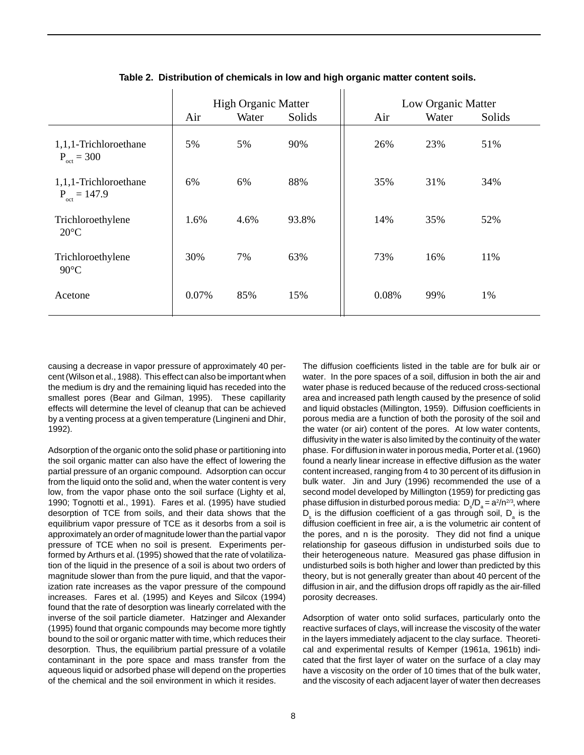**Table 2. Distribution of chemicals in low and high organic matter content soils.**

| | High Organic Matter | | | Low Organic Matter | | |
|---|---|---|---|---|---|---|
| | Air | Water | Solids | Air | Water | Solids |
| 1,1,1-Trichloroethane $P_{oct} = 300$ | 5% | 5% | 90% | 26% | 23% | 51% |
| 1,1,1-Trichloroethane $P_{oct} = 147.9$ | 6% | 6% | 88% | 35% | 31% | 34% |
| Trichloroethylene 20°C | 1.6% | 4.6% | 93.8% | 14% | 35% | 52% |
| Trichloroethylene 90°C | 30% | 7% | 63% | 73% | 16% | 11% |
| Acetone | 0.07% | 85% | 15% | 0.08% | 99% | 1% |

causing a decrease in vapor pressure of approximately 40 percent (Wilson et al., 1988). This effect can also be important when the medium is dry and the remaining liquid has receded into the smallest pores (Bear and Gilman, 1995). These capillarity effects will determine the level of cleanup that can be achieved by a venting process at a given temperature (Lingineni and Dhir, 1992).

Adsorption of the organic onto the solid phase or partitioning into the soil organic matter can also have the effect of lowering the partial pressure of an organic compound. Adsorption can occur from the liquid onto the solid and, when the water content is very low, from the vapor phase onto the soil surface (Lighty et al, 1990; Tognotti et al., 1991). Fares et al. (1995) have studied desorption of TCE from soils, and their data shows that the equilibrium vapor pressure of TCE as it desorbs from a soil is approximately an order of magnitude lower than the partial vapor pressure of TCE when no soil is present. Experiments performed by Arthurs et al. (1995) showed that the rate of volatilization of the liquid in the presence of a soil is about two orders of magnitude slower than from the pure liquid, and that the vaporization rate increases as the vapor pressure of the compound increases. Fares et al. (1995) and Keyes and Silcox (1994) found that the rate of desorption was linearly correlated with the inverse of the soil particle diameter. Hatzinger and Alexander (1995) found that organic compounds may become more tightly bound to the soil or organic matter with time, which reduces their desorption. Thus, the equilibrium partial pressure of a volatile contaminant in the pore space and mass transfer from the aqueous liquid or adsorbed phase will depend on the properties of the chemical and the soil environment in which it resides.

The diffusion coefficients listed in the table are for bulk air or water. In the pore spaces of a soil, diffusion in both the air and water phase is reduced because of the reduced cross-sectional area and increased path length caused by the presence of solid and liquid obstacles (Millington, 1959). Diffusion coefficients in porous media are a function of both the porosity of the soil and the water (or air) content of the pores. At low water contents, diffusivity in the water is also limited by the continuity of the water phase. For diffusion in water in porous media, Porter et al. (1960) found a nearly linear increase in effective diffusion as the water content increased, ranging from 4 to 30 percent of its diffusion in bulk water. Jin and Jury (1996) recommended the use of a second model developed by Millington (1959) for predicting gas phase diffusion in disturbed porous media: $D_s/D_a = a^2/n^{2/3}$, where $D_s$ is the diffusion coefficient of a gas through soil, $D_a$ is the diffusion coefficient in free air, a is the volumetric air content of the pores, and n is the porosity. They did not find a unique relationship for gaseous diffusion in undisturbed soils due to their heterogeneous nature. Measured gas phase diffusion in undisturbed soils is both higher and lower than predicted by this theory, but is not generally greater than about 40 percent of the diffusion in air, and the diffusion drops off rapidly as the air-filled porosity decreases.

Adsorption of water onto solid surfaces, particularly onto the reactive surfaces of clays, will increase the viscosity of the water in the layers immediately adjacent to the clay surface. Theoretical and experimental results of Kemper (1961a, 1961b) indicated that the first layer of water on the surface of a clay may have a viscosity on the order of 10 times that of the bulk water, and the viscosity of each adjacent layer of water then decreases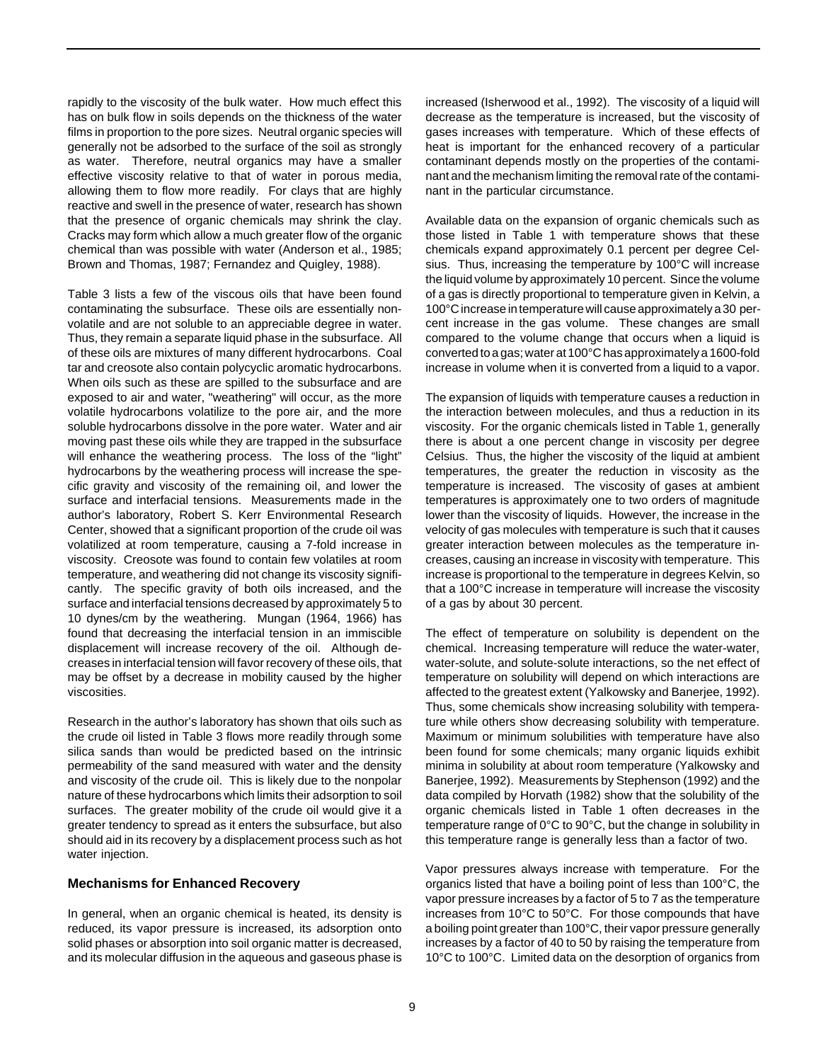rapidly to the viscosity of the bulk water. How much effect this has on bulk flow in soils depends on the thickness of the water films in proportion to the pore sizes. Neutral organic species will generally not be adsorbed to the surface of the soil as strongly as water. Therefore, neutral organics may have a smaller effective viscosity relative to that of water in porous media, allowing them to flow more readily. For clays that are highly reactive and swell in the presence of water, research has shown that the presence of organic chemicals may shrink the clay. Cracks may form which allow a much greater flow of the organic chemical than was possible with water (Anderson et al., 1985; Brown and Thomas, 1987; Fernandez and Quigley, 1988).

Table 3 lists a few of the viscous oils that have been found contaminating the subsurface. These oils are essentially nonvolatile and are not soluble to an appreciable degree in water. Thus, they remain a separate liquid phase in the subsurface. All of these oils are mixtures of many different hydrocarbons. Coal tar and creosote also contain polycyclic aromatic hydrocarbons. When oils such as these are spilled to the subsurface and are exposed to air and water, "weathering" will occur, as the more volatile hydrocarbons volatilize to the pore air, and the more soluble hydrocarbons dissolve in the pore water. Water and air moving past these oils while they are trapped in the subsurface will enhance the weathering process. The loss of the "light" hydrocarbons by the weathering process will increase the specific gravity and viscosity of the remaining oil, and lower the surface and interfacial tensions. Measurements made in the author's laboratory, Robert S. Kerr Environmental Research Center, showed that a significant proportion of the crude oil was volatilized at room temperature, causing a 7-fold increase in viscosity. Creosote was found to contain few volatiles at room temperature, and weathering did not change its viscosity significantly. The specific gravity of both oils increased, and the surface and interfacial tensions decreased by approximately 5 to 10 dynes/cm by the weathering. Mungan (1964, 1966) has found that decreasing the interfacial tension in an immiscible displacement will increase recovery of the oil. Although decreases in interfacial tension will favor recovery of these oils, that may be offset by a decrease in mobility caused by the higher viscosities.

Research in the author's laboratory has shown that oils such as the crude oil listed in Table 3 flows more readily through some silica sands than would be predicted based on the intrinsic permeability of the sand measured with water and the density and viscosity of the crude oil. This is likely due to the nonpolar nature of these hydrocarbons which limits their adsorption to soil surfaces. The greater mobility of the crude oil would give it a greater tendency to spread as it enters the subsurface, but also should aid in its recovery by a displacement process such as hot water injection.

### Mechanisms for Enhanced Recovery

In general, when an organic chemical is heated, its density is reduced, its vapor pressure is increased, its adsorption onto solid phases or absorption into soil organic matter is decreased, and its molecular diffusion in the aqueous and gaseous phase is increased (Isherwood et al., 1992). The viscosity of a liquid will decrease as the temperature is increased, but the viscosity of gases increases with temperature. Which of these effects of heat is important for the enhanced recovery of a particular contaminant depends mostly on the properties of the contaminant and the mechanism limiting the removal rate of the contaminant in the particular circumstance.

Available data on the expansion of organic chemicals such as those listed in Table 1 with temperature shows that these chemicals expand approximately 0.1 percent per degree Celsius. Thus, increasing the temperature by 100°C will increase the liquid volume by approximately 10 percent. Since the volume of a gas is directly proportional to temperature given in Kelvin, a 100°C increase in temperature will cause approximately a 30 percent increase in the gas volume. These changes are small compared to the volume change that occurs when a liquid is converted to a gas; water at 100°C has approximately a 1600-fold increase in volume when it is converted from a liquid to a vapor.

The expansion of liquids with temperature causes a reduction in the interaction between molecules, and thus a reduction in its viscosity. For the organic chemicals listed in Table 1, generally there is about a one percent change in viscosity per degree Celsius. Thus, the higher the viscosity of the liquid at ambient temperatures, the greater the reduction in viscosity as the temperature is increased. The viscosity of gases at ambient temperatures is approximately one to two orders of magnitude lower than the viscosity of liquids. However, the increase in the velocity of gas molecules with temperature is such that it causes greater interaction between molecules as the temperature increases, causing an increase in viscosity with temperature. This increase is proportional to the temperature in degrees Kelvin, so that a 100°C increase in temperature will increase the viscosity of a gas by about 30 percent.

The effect of temperature on solubility is dependent on the chemical. Increasing temperature will reduce the water-water, water-solute, and solute-solute interactions, so the net effect of temperature on solubility will depend on which interactions are affected to the greatest extent (Yalkowsky and Banerjee, 1992). Thus, some chemicals show increasing solubility with temperature while others show decreasing solubility with temperature. Maximum or minimum solubilities with temperature have also been found for some chemicals; many organic liquids exhibit minima in solubility at about room temperature (Yalkowsky and Banerjee, 1992). Measurements by Stephenson (1992) and the data compiled by Horvath (1982) show that the solubility of the organic chemicals listed in Table 1 often decreases in the temperature range of 0°C to 90°C, but the change in solubility in this temperature range is generally less than a factor of two.

Vapor pressures always increase with temperature. For the organics listed that have a boiling point of less than 100°C, the vapor pressure increases by a factor of 5 to 7 as the temperature increases from 10°C to 50°C. For those compounds that have a boiling point greater than 100°C, their vapor pressure generally increases by a factor of 40 to 50 by raising the temperature from 10°C to 100°C. Limited data on the desorption of organics from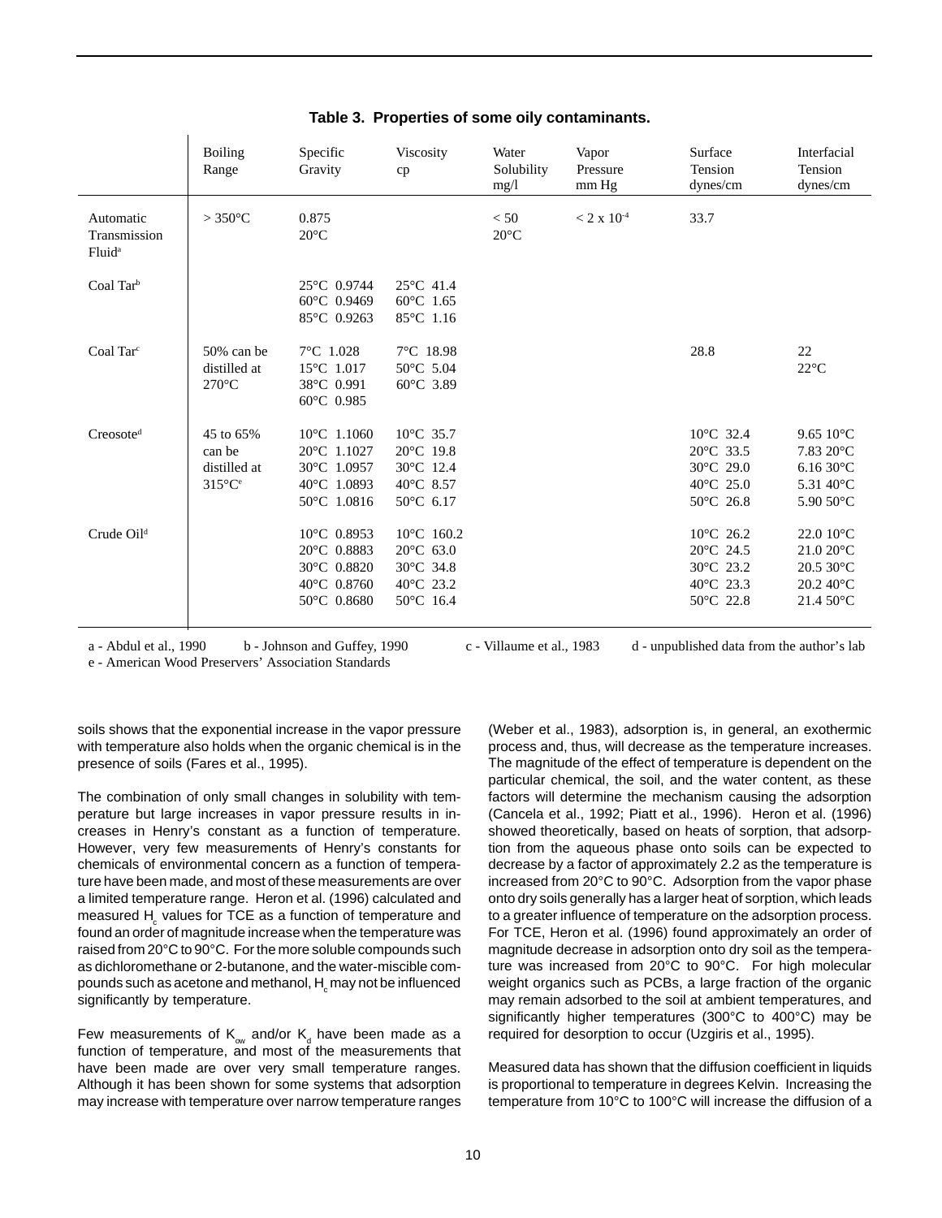**Table 3. Properties of some oily contaminants.**

| | Boiling Range | Specific Gravity | Viscosity cp | Water Solubility mg/l | Vapor Pressure mm Hg | Surface Tension dynes/cm | Interfacial Tension dynes/cm |
|---|---|---|---|---|---|---|---|
| Automatic Transmission Fluid[a] | > 350°C | 0.875 20°C | | < 50 20°C | $< 2 \times 10^{-4}$ | 33.7 | |
| Coal Tar[b] | | 25°C 0.9744<br>60°C 0.9469<br>85°C 0.9263 | 25°C 41.4<br>60°C 1.65<br>85°C 1.16 | | | | |
| Coal Tar[c] | 50% can be distilled at 270°C | 7°C 1.028<br>15°C 1.017<br>38°C 0.991<br>60°C 0.985 | 7°C 18.98<br>50°C 5.04<br>60°C 3.89 | | | 28.8 | 22 22°C |
| Creosote[d] | 45 to 65% can be distilled at 315°C[e] | 10°C 1.1060<br>20°C 1.1027<br>30°C 1.0957<br>40°C 1.0893<br>50°C 1.0816 | 10°C 35.7<br>20°C 19.8<br>30°C 12.4<br>40°C 8.57<br>50°C 6.17 | | | 10°C 32.4<br>20°C 33.5<br>30°C 29.0<br>40°C 25.0<br>50°C 26.8 | 9.65 10°C<br>7.83 20°C<br>6.16 30°C<br>5.31 40°C<br>5.90 50°C |
| Crude Oil[d] | | 10°C 0.8953<br>20°C 0.8883<br>30°C 0.8820<br>40°C 0.8760<br>50°C 0.8680 | 10°C 160.2<br>20°C 63.0<br>30°C 34.8<br>40°C 23.2<br>50°C 16.4 | | | 10°C 26.2<br>20°C 24.5<br>30°C 23.2<br>40°C 23.3<br>50°C 22.8 | 22.0 10°C<br>21.0 20°C<br>20.5 30°C<br>20.2 40°C<br>21.4 50°C |

a - Abdul et al., 1990 b - Johnson and Guffey, 1990 c - Villaume et al., 1983 d - unpublished data from the author's lab
e - American Wood Preservers' Association Standards

soils shows that the exponential increase in the vapor pressure with temperature also holds when the organic chemical is in the presence of soils (Fares et al., 1995).

The combination of only small changes in solubility with temperature but large increases in vapor pressure results in increases in Henry's constant as a function of temperature. However, very few measurements of Henry's constants for chemicals of environmental concern as a function of temperature have been made, and most of these measurements are over a limited temperature range. Heron et al. (1996) calculated and measured $H_c$ values for TCE as a function of temperature and found an order of magnitude increase when the temperature was raised from 20°C to 90°C. For the more soluble compounds such as dichloromethane or 2-butanone, and the water-miscible compounds such as acetone and methanol, $H_c$ may not be influenced significantly by temperature.

Few measurements of $K_{ow}$ and/or $K_d$ have been made as a function of temperature, and most of the measurements that have been made are over very small temperature ranges. Although it has been shown for some systems that adsorption may increase with temperature over narrow temperature ranges (Weber et al., 1983), adsorption is, in general, an exothermic process and, thus, will decrease as the temperature increases. The magnitude of the effect of temperature is dependent on the particular chemical, the soil, and the water content, as these factors will determine the mechanism causing the adsorption (Cancela et al., 1992; Piatt et al., 1996). Heron et al. (1996) showed theoretically, based on heats of sorption, that adsorption from the aqueous phase onto soils can be expected to decrease by a factor of approximately 2.2 as the temperature is increased from 20°C to 90°C. Adsorption from the vapor phase onto dry soils generally has a larger heat of sorption, which leads to a greater influence of temperature on the adsorption process. For TCE, Heron et al. (1996) found approximately an order of magnitude decrease in adsorption onto dry soil as the temperature was increased from 20°C to 90°C. For high molecular weight organics such as PCBs, a large fraction of the organic may remain adsorbed to the soil at ambient temperatures, and significantly higher temperatures (300°C to 400°C) may be required for desorption to occur (Uzgiris et al., 1995).

Measured data has shown that the diffusion coefficient in liquids is proportional to temperature in degrees Kelvin. Increasing the temperature from 10°C to 100°C will increase the diffusion of a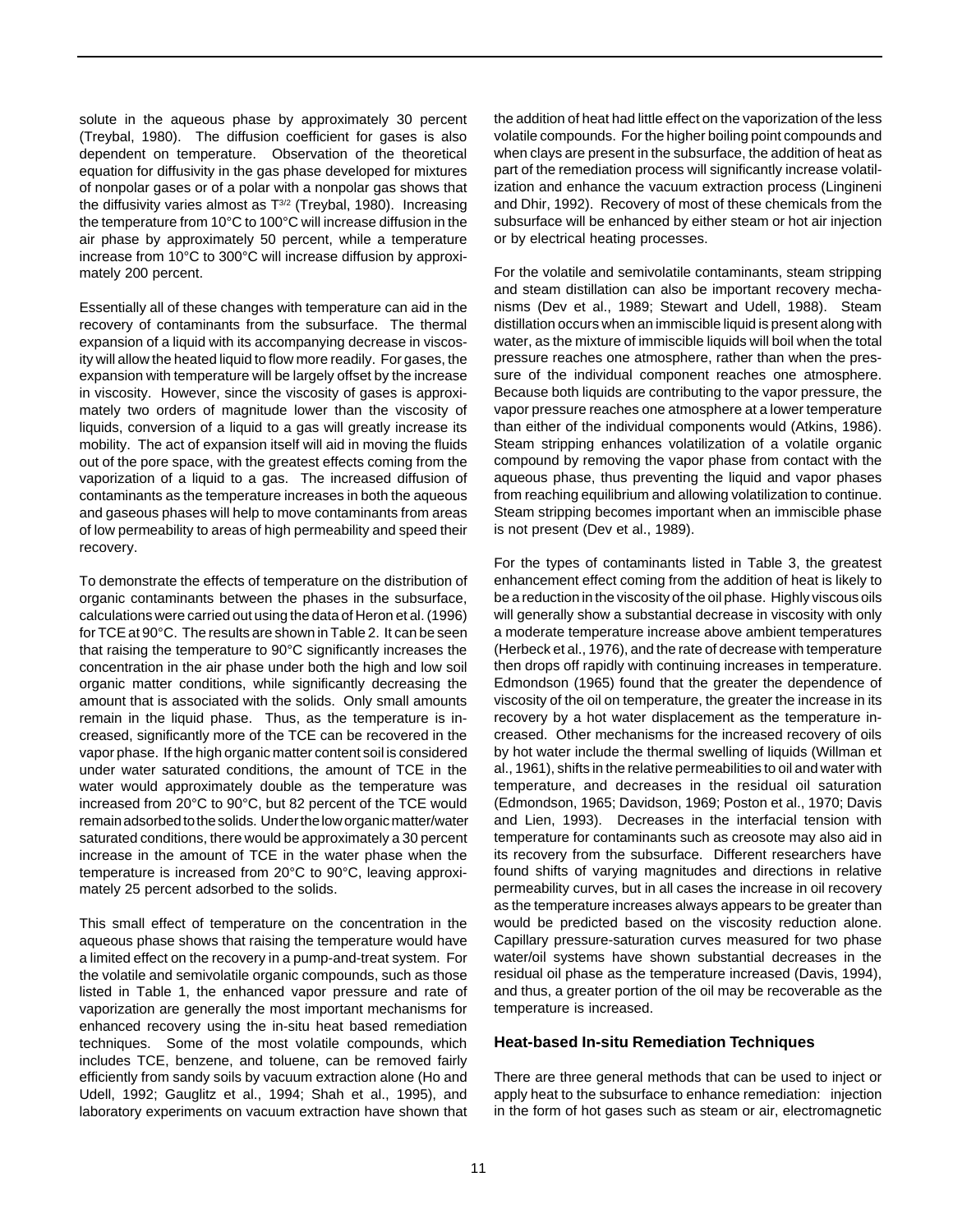solute in the aqueous phase by approximately 30 percent (Treybal, 1980). The diffusion coefficient for gases is also dependent on temperature. Observation of the theoretical equation for diffusivity in the gas phase developed for mixtures of nonpolar gases or of a polar with a nonpolar gas shows that the diffusivity varies almost as $T^{3/2}$ (Treybal, 1980). Increasing the temperature from 10°C to 100°C will increase diffusion in the air phase by approximately 50 percent, while a temperature increase from 10°C to 300°C will increase diffusion by approximately 200 percent.

Essentially all of these changes with temperature can aid in the recovery of contaminants from the subsurface. The thermal expansion of a liquid with its accompanying decrease in viscosity will allow the heated liquid to flow more readily. For gases, the expansion with temperature will be largely offset by the increase in viscosity. However, since the viscosity of gases is approximately two orders of magnitude lower than the viscosity of liquids, conversion of a liquid to a gas will greatly increase its mobility. The act of expansion itself will aid in moving the fluids out of the pore space, with the greatest effects coming from the vaporization of a liquid to a gas. The increased diffusion of contaminants as the temperature increases in both the aqueous and gaseous phases will help to move contaminants from areas of low permeability to areas of high permeability and speed their recovery.

To demonstrate the effects of temperature on the distribution of organic contaminants between the phases in the subsurface, calculations were carried out using the data of Heron et al. (1996) for TCE at 90°C. The results are shown in Table 2. It can be seen that raising the temperature to 90°C significantly increases the concentration in the air phase under both the high and low soil organic matter conditions, while significantly decreasing the amount that is associated with the solids. Only small amounts remain in the liquid phase. Thus, as the temperature is increased, significantly more of the TCE can be recovered in the vapor phase. If the high organic matter content soil is considered under water saturated conditions, the amount of TCE in the water would approximately double as the temperature was increased from 20°C to 90°C, but 82 percent of the TCE would remain adsorbed to the solids. Under the low organic matter/water saturated conditions, there would be approximately a 30 percent increase in the amount of TCE in the water phase when the temperature is increased from 20°C to 90°C, leaving approximately 25 percent adsorbed to the solids.

This small effect of temperature on the concentration in the aqueous phase shows that raising the temperature would have a limited effect on the recovery in a pump-and-treat system. For the volatile and semivolatile organic compounds, such as those listed in Table 1, the enhanced vapor pressure and rate of vaporization are generally the most important mechanisms for enhanced recovery using the in-situ heat based remediation techniques. Some of the most volatile compounds, which includes TCE, benzene, and toluene, can be removed fairly efficiently from sandy soils by vacuum extraction alone (Ho and Udell, 1992; Gauglitz et al., 1994; Shah et al., 1995), and laboratory experiments on vacuum extraction have shown that the addition of heat had little effect on the vaporization of the less volatile compounds. For the higher boiling point compounds and when clays are present in the subsurface, the addition of heat as part of the remediation process will significantly increase volatilization and enhance the vacuum extraction process (Lingineni and Dhir, 1992). Recovery of most of these chemicals from the subsurface will be enhanced by either steam or hot air injection or by electrical heating processes.

For the volatile and semivolatile contaminants, steam stripping and steam distillation can also be important recovery mechanisms (Dev et al., 1989; Stewart and Udell, 1988). Steam distillation occurs when an immiscible liquid is present along with water, as the mixture of immiscible liquids will boil when the total pressure reaches one atmosphere, rather than when the pressure of the individual component reaches one atmosphere. Because both liquids are contributing to the vapor pressure, the vapor pressure reaches one atmosphere at a lower temperature than either of the individual components would (Atkins, 1986). Steam stripping enhances volatilization of a volatile organic compound by removing the vapor phase from contact with the aqueous phase, thus preventing the liquid and vapor phases from reaching equilibrium and allowing volatilization to continue. Steam stripping becomes important when an immiscible phase is not present (Dev et al., 1989).

For the types of contaminants listed in Table 3, the greatest enhancement effect coming from the addition of heat is likely to be a reduction in the viscosity of the oil phase. Highly viscous oils will generally show a substantial decrease in viscosity with only a moderate temperature increase above ambient temperatures (Herbeck et al., 1976), and the rate of decrease with temperature then drops off rapidly with continuing increases in temperature. Edmondson (1965) found that the greater the dependence of viscosity of the oil on temperature, the greater the increase in its recovery by a hot water displacement as the temperature increased. Other mechanisms for the increased recovery of oils by hot water include the thermal swelling of liquids (Willman et al., 1961), shifts in the relative permeabilities to oil and water with temperature, and decreases in the residual oil saturation (Edmondson, 1965; Davidson, 1969; Poston et al., 1970; Davis and Lien, 1993). Decreases in the interfacial tension with temperature for contaminants such as creosote may also aid in its recovery from the subsurface. Different researchers have found shifts of varying magnitudes and directions in relative permeability curves, but in all cases the increase in oil recovery as the temperature increases always appears to be greater than would be predicted based on the viscosity reduction alone. Capillary pressure-saturation curves measured for two phase water/oil systems have shown substantial decreases in the residual oil phase as the temperature increased (Davis, 1994), and thus, a greater portion of the oil may be recoverable as the temperature is increased.

### Heat-based In-situ Remediation Techniques

There are three general methods that can be used to inject or apply heat to the subsurface to enhance remediation: injection in the form of hot gases such as steam or air, electromagnetic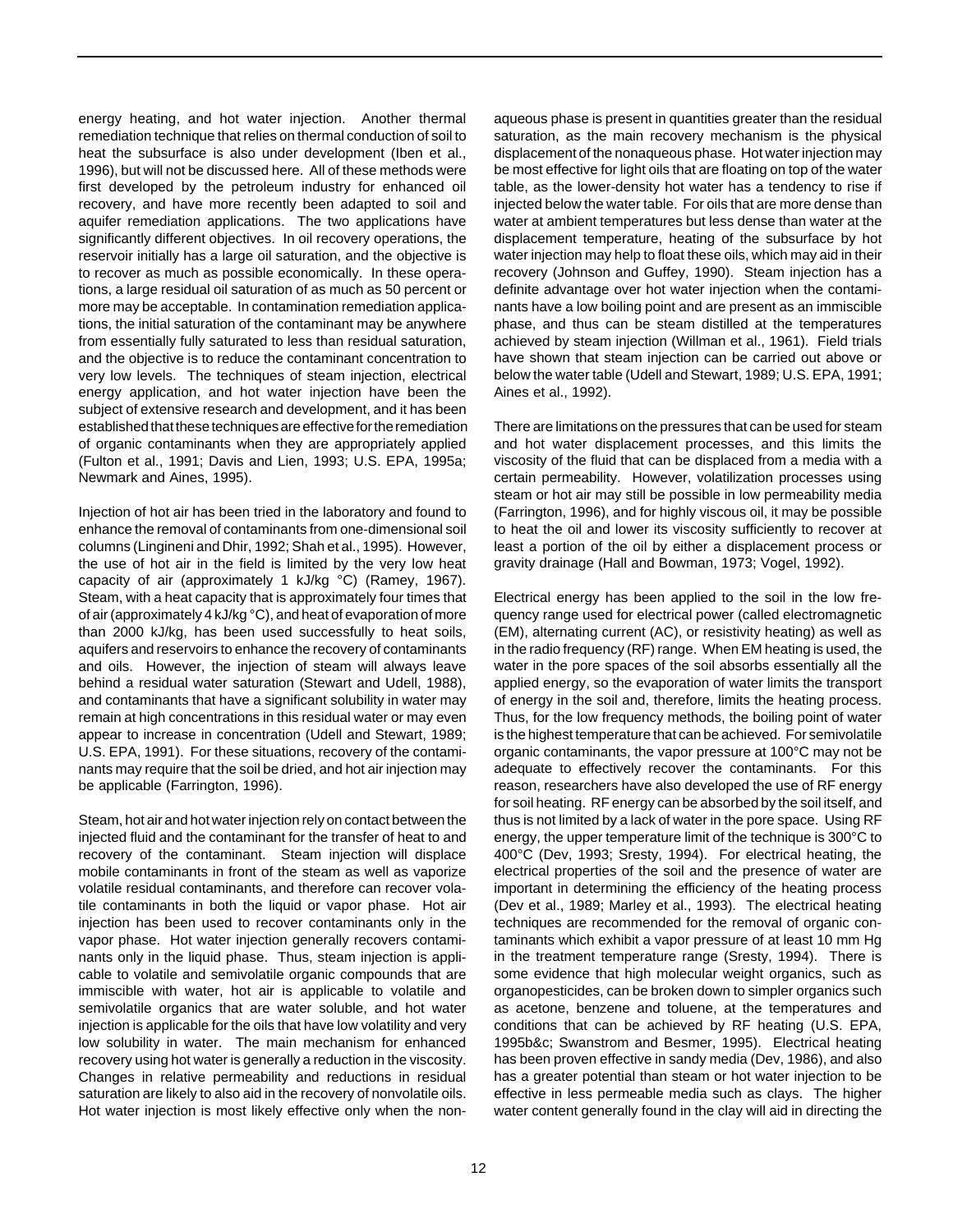energy heating, and hot water injection. Another thermal remediation technique that relies on thermal conduction of soil to heat the subsurface is also under development (Iben et al., 1996), but will not be discussed here. All of these methods were first developed by the petroleum industry for enhanced oil recovery, and have more recently been adapted to soil and aquifer remediation applications. The two applications have significantly different objectives. In oil recovery operations, the reservoir initially has a large oil saturation, and the objective is to recover as much as possible economically. In these operations, a large residual oil saturation of as much as 50 percent or more may be acceptable. In contamination remediation applications, the initial saturation of the contaminant may be anywhere from essentially fully saturated to less than residual saturation, and the objective is to reduce the contaminant concentration to very low levels. The techniques of steam injection, electrical energy application, and hot water injection have been the subject of extensive research and development, and it has been established that these techniques are effective for the remediation of organic contaminants when they are appropriately applied (Fulton et al., 1991; Davis and Lien, 1993; U.S. EPA, 1995a; Newmark and Aines, 1995).

Injection of hot air has been tried in the laboratory and found to enhance the removal of contaminants from one-dimensional soil columns (Lingineni and Dhir, 1992; Shah et al., 1995). However, the use of hot air in the field is limited by the very low heat capacity of air (approximately 1 kJ/kg °C) (Ramey, 1967). Steam, with a heat capacity that is approximately four times that of air (approximately 4 kJ/kg °C), and heat of evaporation of more than 2000 kJ/kg, has been used successfully to heat soils, aquifers and reservoirs to enhance the recovery of contaminants and oils. However, the injection of steam will always leave behind a residual water saturation (Stewart and Udell, 1988), and contaminants that have a significant solubility in water may remain at high concentrations in this residual water or may even appear to increase in concentration (Udell and Stewart, 1989; U.S. EPA, 1991). For these situations, recovery of the contaminants may require that the soil be dried, and hot air injection may be applicable (Farrington, 1996).

Steam, hot air and hot water injection rely on contact between the injected fluid and the contaminant for the transfer of heat to and recovery of the contaminant. Steam injection will displace mobile contaminants in front of the steam as well as vaporize volatile residual contaminants, and therefore can recover volatile contaminants in both the liquid or vapor phase. Hot air injection has been used to recover contaminants only in the vapor phase. Hot water injection generally recovers contaminants only in the liquid phase. Thus, steam injection is applicable to volatile and semivolatile organic compounds that are immiscible with water, hot air is applicable to volatile and semivolatile organics that are water soluble, and hot water injection is applicable for the oils that have low volatility and very low solubility in water. The main mechanism for enhanced recovery using hot water is generally a reduction in the viscosity. Changes in relative permeability and reductions in residual saturation are likely to also aid in the recovery of nonvolatile oils. Hot water injection is most likely effective only when the nonaqueous phase is present in quantities greater than the residual saturation, as the main recovery mechanism is the physical displacement of the nonaqueous phase. Hot water injection may be most effective for light oils that are floating on top of the water table, as the lower-density hot water has a tendency to rise if injected below the water table. For oils that are more dense than water at ambient temperatures but less dense than water at the displacement temperature, heating of the subsurface by hot water injection may help to float these oils, which may aid in their recovery (Johnson and Guffey, 1990). Steam injection has a definite advantage over hot water injection when the contaminants have a low boiling point and are present as an immiscible phase, and thus can be steam distilled at the temperatures achieved by steam injection (Willman et al., 1961). Field trials have shown that steam injection can be carried out above or below the water table (Udell and Stewart, 1989; U.S. EPA, 1991; Aines et al., 1992).

There are limitations on the pressures that can be used for steam and hot water displacement processes, and this limits the viscosity of the fluid that can be displaced from a media with a certain permeability. However, volatilization processes using steam or hot air may still be possible in low permeability media (Farrington, 1996), and for highly viscous oil, it may be possible to heat the oil and lower its viscosity sufficiently to recover at least a portion of the oil by either a displacement process or gravity drainage (Hall and Bowman, 1973; Vogel, 1992).

Electrical energy has been applied to the soil in the low frequency range used for electrical power (called electromagnetic (EM), alternating current (AC), or resistivity heating) as well as in the radio frequency (RF) range. When EM heating is used, the water in the pore spaces of the soil absorbs essentially all the applied energy, so the evaporation of water limits the transport of energy in the soil and, therefore, limits the heating process. Thus, for the low frequency methods, the boiling point of water is the highest temperature that can be achieved. For semivolatile organic contaminants, the vapor pressure at 100°C may not be adequate to effectively recover the contaminants. For this reason, researchers have also developed the use of RF energy for soil heating. RF energy can be absorbed by the soil itself, and thus is not limited by a lack of water in the pore space. Using RF energy, the upper temperature limit of the technique is 300°C to 400°C (Dev, 1993; Sresty, 1994). For electrical heating, the electrical properties of the soil and the presence of water are important in determining the efficiency of the heating process (Dev et al., 1989; Marley et al., 1993). The electrical heating techniques are recommended for the removal of organic contaminants which exhibit a vapor pressure of at least 10 mm Hg in the treatment temperature range (Sresty, 1994). There is some evidence that high molecular weight organics, such as organopesticides, can be broken down to simpler organics such as acetone, benzene and toluene, at the temperatures and conditions that can be achieved by RF heating (U.S. EPA, 1995b&c; Swanstrom and Besmer, 1995). Electrical heating has been proven effective in sandy media (Dev, 1986), and also has a greater potential than steam or hot water injection to be effective in less permeable media such as clays. The higher water content generally found in the clay will aid in directing the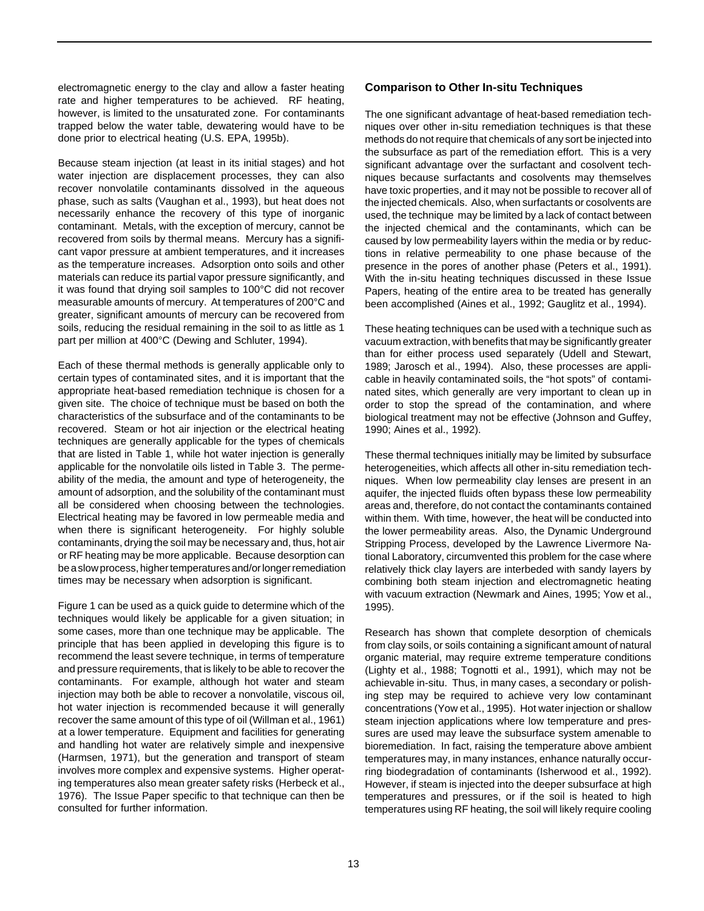electromagnetic energy to the clay and allow a faster heating rate and higher temperatures to be achieved. RF heating, however, is limited to the unsaturated zone. For contaminants trapped below the water table, dewatering would have to be done prior to electrical heating (U.S. EPA, 1995b).

Because steam injection (at least in its initial stages) and hot water injection are displacement processes, they can also recover nonvolatile contaminants dissolved in the aqueous phase, such as salts (Vaughan et al., 1993), but heat does not necessarily enhance the recovery of this type of inorganic contaminant. Metals, with the exception of mercury, cannot be recovered from soils by thermal means. Mercury has a significant vapor pressure at ambient temperatures, and it increases as the temperature increases. Adsorption onto soils and other materials can reduce its partial vapor pressure significantly, and it was found that drying soil samples to 100°C did not recover measurable amounts of mercury. At temperatures of 200°C and greater, significant amounts of mercury can be recovered from soils, reducing the residual remaining in the soil to as little as 1 part per million at 400°C (Dewing and Schluter, 1994).

Each of these thermal methods is generally applicable only to certain types of contaminated sites, and it is important that the appropriate heat-based remediation technique is chosen for a given site. The choice of technique must be based on both the characteristics of the subsurface and of the contaminants to be recovered. Steam or hot air injection or the electrical heating techniques are generally applicable for the types of chemicals that are listed in Table 1, while hot water injection is generally applicable for the nonvolatile oils listed in Table 3. The permeability of the media, the amount and type of heterogeneity, the amount of adsorption, and the solubility of the contaminant must all be considered when choosing between the technologies. Electrical heating may be favored in low permeable media and when there is significant heterogeneity. For highly soluble contaminants, drying the soil may be necessary and, thus, hot air or RF heating may be more applicable. Because desorption can be a slow process, higher temperatures and/or longer remediation times may be necessary when adsorption is significant.

Figure 1 can be used as a quick guide to determine which of the techniques would likely be applicable for a given situation; in some cases, more than one technique may be applicable. The principle that has been applied in developing this figure is to recommend the least severe technique, in terms of temperature and pressure requirements, that is likely to be able to recover the contaminants. For example, although hot water and steam injection may both be able to recover a nonvolatile, viscous oil, hot water injection is recommended because it will generally recover the same amount of this type of oil (Willman et al., 1961) at a lower temperature. Equipment and facilities for generating and handling hot water are relatively simple and inexpensive (Harmsen, 1971), but the generation and transport of steam involves more complex and expensive systems. Higher operating temperatures also mean greater safety risks (Herbeck et al., 1976). The Issue Paper specific to that technique can then be consulted for further information.

## Comparison to Other In-situ Techniques

The one significant advantage of heat-based remediation techniques over other in-situ remediation techniques is that these methods do not require that chemicals of any sort be injected into the subsurface as part of the remediation effort. This is a very significant advantage over the surfactant and cosolvent techniques because surfactants and cosolvents may themselves have toxic properties, and it may not be possible to recover all of the injected chemicals. Also, when surfactants or cosolvents are used, the technique may be limited by a lack of contact between the injected chemical and the contaminants, which can be caused by low permeability layers within the media or by reductions in relative permeability to one phase because of the presence in the pores of another phase (Peters et al., 1991). With the in-situ heating techniques discussed in these Issue Papers, heating of the entire area to be treated has generally been accomplished (Aines et al., 1992; Gauglitz et al., 1994).

These heating techniques can be used with a technique such as vacuum extraction, with benefits that may be significantly greater than for either process used separately (Udell and Stewart, 1989; Jarosch et al., 1994). Also, these processes are applicable in heavily contaminated soils, the "hot spots" of contaminated sites, which generally are very important to clean up in order to stop the spread of the contamination, and where biological treatment may not be effective (Johnson and Guffey, 1990; Aines et al., 1992).

These thermal techniques initially may be limited by subsurface heterogeneities, which affects all other in-situ remediation techniques. When low permeability clay lenses are present in an aquifer, the injected fluids often bypass these low permeability areas and, therefore, do not contact the contaminants contained within them. With time, however, the heat will be conducted into the lower permeability areas. Also, the Dynamic Underground Stripping Process, developed by the Lawrence Livermore National Laboratory, circumvented this problem for the case where relatively thick clay layers are interbeded with sandy layers by combining both steam injection and electromagnetic heating with vacuum extraction (Newmark and Aines, 1995; Yow et al., 1995).

Research has shown that complete desorption of chemicals from clay soils, or soils containing a significant amount of natural organic material, may require extreme temperature conditions (Lighty et al., 1988; Tognotti et al., 1991), which may not be achievable in-situ. Thus, in many cases, a secondary or polishing step may be required to achieve very low contaminant concentrations (Yow et al., 1995). Hot water injection or shallow steam injection applications where low temperature and pressures are used may leave the subsurface system amenable to bioremediation. In fact, raising the temperature above ambient temperatures may, in many instances, enhance naturally occurring biodegradation of contaminants (Isherwood et al., 1992). However, if steam is injected into the deeper subsurface at high temperatures and pressures, or if the soil is heated to high temperatures using RF heating, the soil will likely require cooling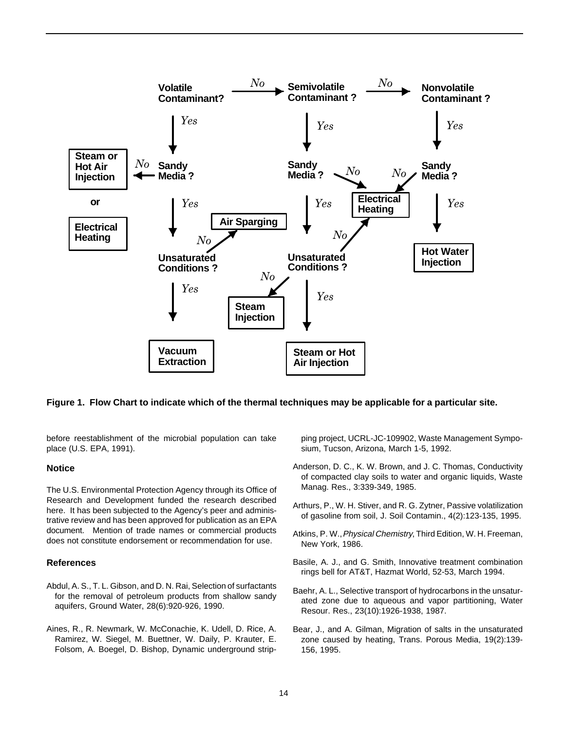**Figure 1. Flow Chart to indicate which of the thermal techniques may be applicable for a particular site.**

before reestablishment of the microbial population can take place (U.S. EPA, 1991).

## Notice

The U.S. Environmental Protection Agency through its Office of Research and Development funded the research described here. It has been subjected to the Agency's peer and administrative review and has been approved for publication as an EPA document. Mention of trade names or commercial products does not constitute endorsement or recommendation for use.

## References

Abdul, A. S., T. L. Gibson, and D. N. Rai, Selection of surfactants for the removal of petroleum products from shallow sandy aquifers, Ground Water, 28(6):920-926, 1990.

Aines, R., R. Newmark, W. McConachie, K. Udell, D. Rice, A. Ramirez, W. Siegel, M. Buettner, W. Daily, P. Krauter, E. Folsom, A. Boegel, D. Bishop, Dynamic underground stripping project, UCRL-JC-109902, Waste Management Symposium, Tucson, Arizona, March 1-5, 1992.

Anderson, D. C., K. W. Brown, and J. C. Thomas, Conductivity of compacted clay soils to water and organic liquids, Waste Manag. Res., 3:339-349, 1985.

Arthurs, P., W. H. Stiver, and R. G. Zytner, Passive volatilization of gasoline from soil, J. Soil Contamin., 4(2):123-135, 1995.

Atkins, P. W., *Physical Chemistry*, Third Edition, W. H. Freeman, New York, 1986.

Basile, A. J., and G. Smith, Innovative treatment combination rings bell for AT&T, Hazmat World, 52-53, March 1994.

Baehr, A. L., Selective transport of hydrocarbons in the unsaturated zone due to aqueous and vapor partitioning, Water Resour. Res., 23(10):1926-1938, 1987.

Bear, J., and A. Gilman, Migration of salts in the unsaturated zone caused by heating, Trans. Porous Media, 19(2):139-156, 1995.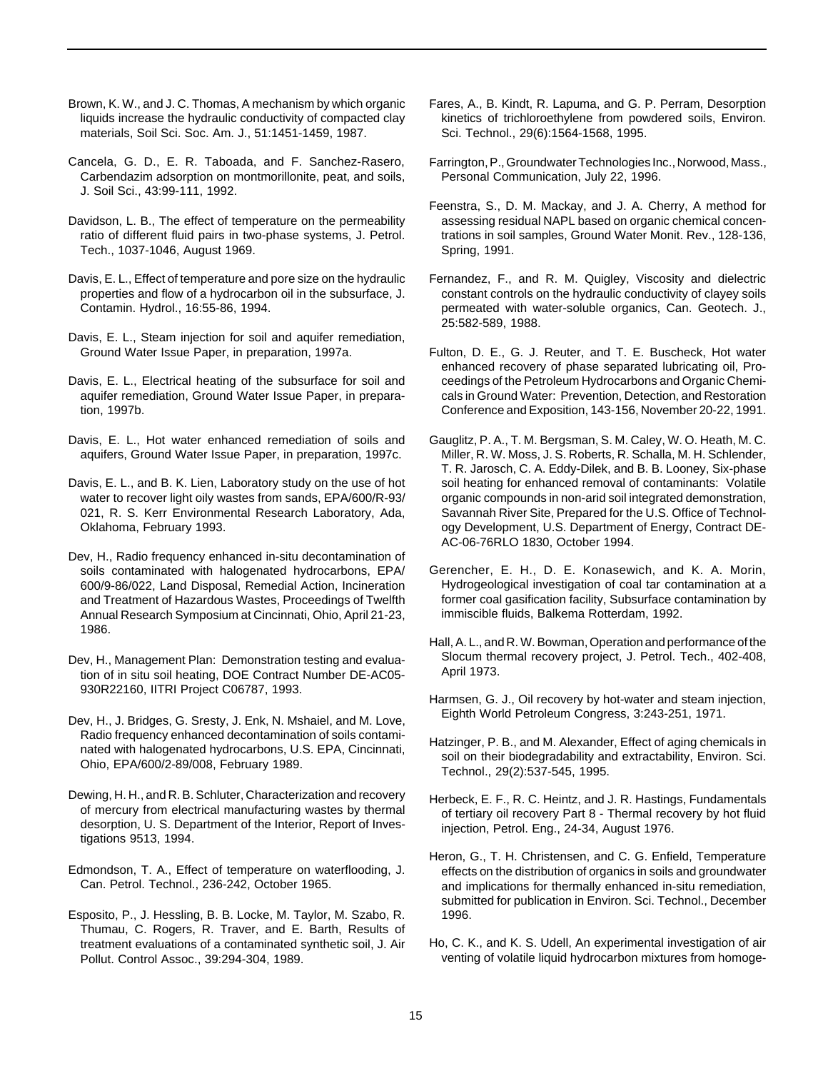Brown, K. W., and J. C. Thomas, A mechanism by which organic liquids increase the hydraulic conductivity of compacted clay materials, Soil Sci. Soc. Am. J., 51:1451-1459, 1987.

Cancela, G. D., E. R. Taboada, and F. Sanchez-Rasero, Carbendazim adsorption on montmorillonite, peat, and soils, J. Soil Sci., 43:99-111, 1992.

Davidson, L. B., The effect of temperature on the permeability ratio of different fluid pairs in two-phase systems, J. Petrol. Tech., 1037-1046, August 1969.

Davis, E. L., Effect of temperature and pore size on the hydraulic properties and flow of a hydrocarbon oil in the subsurface, J. Contamin. Hydrol., 16:55-86, 1994.

Davis, E. L., Steam injection for soil and aquifer remediation, Ground Water Issue Paper, in preparation, 1997a.

Davis, E. L., Electrical heating of the subsurface for soil and aquifer remediation, Ground Water Issue Paper, in preparation, 1997b.

Davis, E. L., Hot water enhanced remediation of soils and aquifers, Ground Water Issue Paper, in preparation, 1997c.

Davis, E. L., and B. K. Lien, Laboratory study on the use of hot water to recover light oily wastes from sands, EPA/600/R-93/021, R. S. Kerr Environmental Research Laboratory, Ada, Oklahoma, February 1993.

Dev, H., Radio frequency enhanced in-situ decontamination of soils contaminated with halogenated hydrocarbons, EPA/600/9-86/022, Land Disposal, Remedial Action, Incineration and Treatment of Hazardous Wastes, Proceedings of Twelfth Annual Research Symposium at Cincinnati, Ohio, April 21-23, 1986.

Dev, H., Management Plan: Demonstration testing and evaluation of in situ soil heating, DOE Contract Number DE-AC05-930R22160, IITRI Project C06787, 1993.

Dev, H., J. Bridges, G. Sresty, J. Enk, N. Mshaiel, and M. Love, Radio frequency enhanced decontamination of soils contaminated with halogenated hydrocarbons, U.S. EPA, Cincinnati, Ohio, EPA/600/2-89/008, February 1989.

Dewing, H. H., and R. B. Schluter, Characterization and recovery of mercury from electrical manufacturing wastes by thermal desorption, U. S. Department of the Interior, Report of Investigations 9513, 1994.

Edmondson, T. A., Effect of temperature on waterflooding, J. Can. Petrol. Technol., 236-242, October 1965.

Esposito, P., J. Hessling, B. B. Locke, M. Taylor, M. Szabo, R. Thumau, C. Rogers, R. Traver, and E. Barth, Results of treatment evaluations of a contaminated synthetic soil, J. Air Pollut. Control Assoc., 39:294-304, 1989.

Fares, A., B. Kindt, R. Lapuma, and G. P. Perram, Desorption kinetics of trichloroethylene from powdered soils, Environ. Sci. Technol., 29(6):1564-1568, 1995.

Farrington, P., Groundwater Technologies Inc., Norwood, Mass., Personal Communication, July 22, 1996.

Feenstra, S., D. M. Mackay, and J. A. Cherry, A method for assessing residual NAPL based on organic chemical concentrations in soil samples, Ground Water Monit. Rev., 128-136, Spring, 1991.

Fernandez, F., and R. M. Quigley, Viscosity and dielectric constant controls on the hydraulic conductivity of clayey soils permeated with water-soluble organics, Can. Geotech. J., 25:582-589, 1988.

Fulton, D. E., G. J. Reuter, and T. E. Buscheck, Hot water enhanced recovery of phase separated lubricating oil, Proceedings of the Petroleum Hydrocarbons and Organic Chemicals in Ground Water: Prevention, Detection, and Restoration Conference and Exposition, 143-156, November 20-22, 1991.

Gauglitz, P. A., T. M. Bergsman, S. M. Caley, W. O. Heath, M. C. Miller, R. W. Moss, J. S. Roberts, R. Schalla, M. H. Schlender, T. R. Jarosch, C. A. Eddy-Dilek, and B. B. Looney, Six-phase soil heating for enhanced removal of contaminants: Volatile organic compounds in non-arid soil integrated demonstration, Savannah River Site, Prepared for the U.S. Office of Technology Development, U.S. Department of Energy, Contract DE-AC-06-76RLO 1830, October 1994.

Gerencher, E. H., D. E. Konasewich, and K. A. Morin, Hydrogeological investigation of coal tar contamination at a former coal gasification facility, Subsurface contamination by immiscible fluids, Balkema Rotterdam, 1992.

Hall, A. L., and R. W. Bowman, Operation and performance of the Slocum thermal recovery project, J. Petrol. Tech., 402-408, April 1973.

Harmsen, G. J., Oil recovery by hot-water and steam injection, Eighth World Petroleum Congress, 3:243-251, 1971.

Hatzinger, P. B., and M. Alexander, Effect of aging chemicals in soil on their biodegradability and extractability, Environ. Sci. Technol., 29(2):537-545, 1995.

Herbeck, E. F., R. C. Heintz, and J. R. Hastings, Fundamentals of tertiary oil recovery Part 8 - Thermal recovery by hot fluid injection, Petrol. Eng., 24-34, August 1976.

Heron, G., T. H. Christensen, and C. G. Enfield, Temperature effects on the distribution of organics in soils and groundwater and implications for thermally enhanced in-situ remediation, submitted for publication in Environ. Sci. Technol., December 1996.

Ho, C. K., and K. S. Udell, An experimental investigation of air venting of volatile liquid hydrocarbon mixtures from homoge-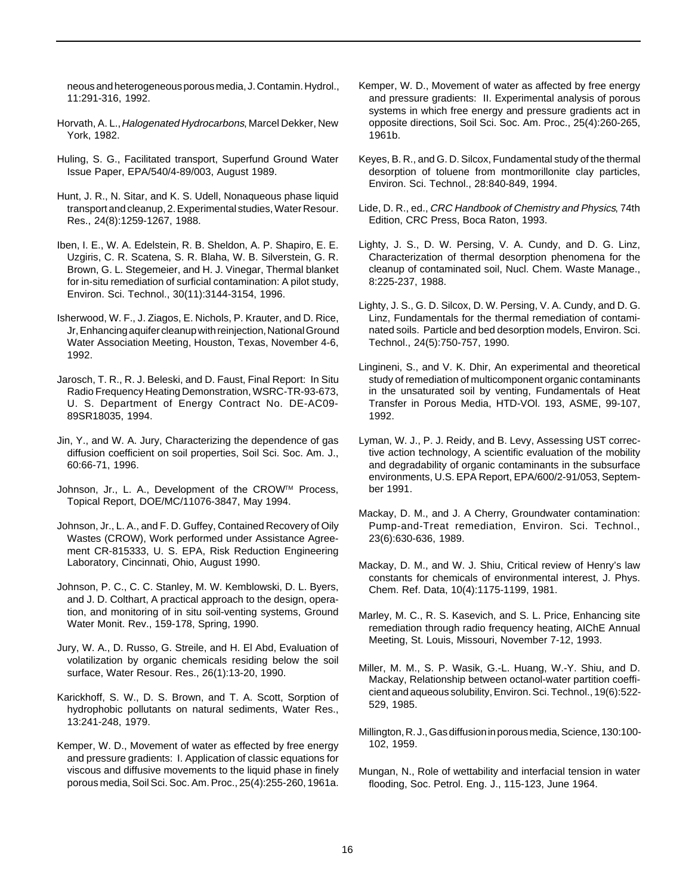neous and heterogeneous porous media, J. Contamin. Hydrol., 11:291-316, 1992.

Horvath, A. L., *Halogenated Hydrocarbons*, Marcel Dekker, New York, 1982.

Huling, S. G., Facilitated transport, Superfund Ground Water Issue Paper, EPA/540/4-89/003, August 1989.

Hunt, J. R., N. Sitar, and K. S. Udell, Nonaqueous phase liquid transport and cleanup, 2. Experimental studies, Water Resour. Res., 24(8):1259-1267, 1988.

Iben, I. E., W. A. Edelstein, R. B. Sheldon, A. P. Shapiro, E. E. Uzgiris, C. R. Scatena, S. R. Blaha, W. B. Silverstein, G. R. Brown, G. L. Stegemeier, and H. J. Vinegar, Thermal blanket for in-situ remediation of surficial contamination: A pilot study, Environ. Sci. Technol., 30(11):3144-3154, 1996.

Isherwood, W. F., J. Ziagos, E. Nichols, P. Krauter, and D. Rice, Jr, Enhancing aquifer cleanup with reinjection, National Ground Water Association Meeting, Houston, Texas, November 4-6, 1992.

Jarosch, T. R., R. J. Beleski, and D. Faust, Final Report: In Situ Radio Frequency Heating Demonstration, WSRC-TR-93-673, U. S. Department of Energy Contract No. DE-AC09-89SR18035, 1994.

Jin, Y., and W. A. Jury, Characterizing the dependence of gas diffusion coefficient on soil properties, Soil Sci. Soc. Am. J., 60:66-71, 1996.

Johnson, Jr., L. A., Development of the CROW™ Process, Topical Report, DOE/MC/11076-3847, May 1994.

Johnson, Jr., L. A., and F. D. Guffey, Contained Recovery of Oily Wastes (CROW), Work performed under Assistance Agreement CR-815333, U. S. EPA, Risk Reduction Engineering Laboratory, Cincinnati, Ohio, August 1990.

Johnson, P. C., C. C. Stanley, M. W. Kemblowski, D. L. Byers, and J. D. Colthart, A practical approach to the design, operation, and monitoring of in situ soil-venting systems, Ground Water Monit. Rev., 159-178, Spring, 1990.

Jury, W. A., D. Russo, G. Streile, and H. El Abd, Evaluation of volatilization by organic chemicals residing below the soil surface, Water Resour. Res., 26(1):13-20, 1990.

Karickhoff, S. W., D. S. Brown, and T. A. Scott, Sorption of hydrophobic pollutants on natural sediments, Water Res., 13:241-248, 1979.

Kemper, W. D., Movement of water as effected by free energy and pressure gradients: I. Application of classic equations for viscous and diffusive movements to the liquid phase in finely porous media, Soil Sci. Soc. Am. Proc., 25(4):255-260, 1961a.

Kemper, W. D., Movement of water as affected by free energy and pressure gradients: II. Experimental analysis of porous systems in which free energy and pressure gradients act in opposite directions, Soil Sci. Soc. Am. Proc., 25(4):260-265, 1961b.

Keyes, B. R., and G. D. Silcox, Fundamental study of the thermal desorption of toluene from montmorillonite clay particles, Environ. Sci. Technol., 28:840-849, 1994.

Lide, D. R., ed., *CRC Handbook of Chemistry and Physics*, 74th Edition, CRC Press, Boca Raton, 1993.

Lighty, J. S., D. W. Persing, V. A. Cundy, and D. G. Linz, Characterization of thermal desorption phenomena for the cleanup of contaminated soil, Nucl. Chem. Waste Manage., 8:225-237, 1988.

Lighty, J. S., G. D. Silcox, D. W. Persing, V. A. Cundy, and D. G. Linz, Fundamentals for the thermal remediation of contaminated soils. Particle and bed desorption models, Environ. Sci. Technol., 24(5):750-757, 1990.

Lingineni, S., and V. K. Dhir, An experimental and theoretical study of remediation of multicomponent organic contaminants in the unsaturated soil by venting, Fundamentals of Heat Transfer in Porous Media, HTD-VOl. 193, ASME, 99-107, 1992.

Lyman, W. J., P. J. Reidy, and B. Levy, Assessing UST corrective action technology, A scientific evaluation of the mobility and degradability of organic contaminants in the subsurface environments, U.S. EPA Report, EPA/600/2-91/053, September 1991.

Mackay, D. M., and J. A Cherry, Groundwater contamination: Pump-and-Treat remediation, Environ. Sci. Technol., 23(6):630-636, 1989.

Mackay, D. M., and W. J. Shiu, Critical review of Henry's law constants for chemicals of environmental interest, J. Phys. Chem. Ref. Data, 10(4):1175-1199, 1981.

Marley, M. C., R. S. Kasevich, and S. L. Price, Enhancing site remediation through radio frequency heating, AIChE Annual Meeting, St. Louis, Missouri, November 7-12, 1993.

Miller, M. M., S. P. Wasik, G.-L. Huang, W.-Y. Shiu, and D. Mackay, Relationship between octanol-water partition coefficient and aqueous solubility, Environ. Sci. Technol., 19(6):522-529, 1985.

Millington, R. J., Gas diffusion in porous media, Science, 130:100-102, 1959.

Mungan, N., Role of wettability and interfacial tension in water flooding, Soc. Petrol. Eng. J., 115-123, June 1964.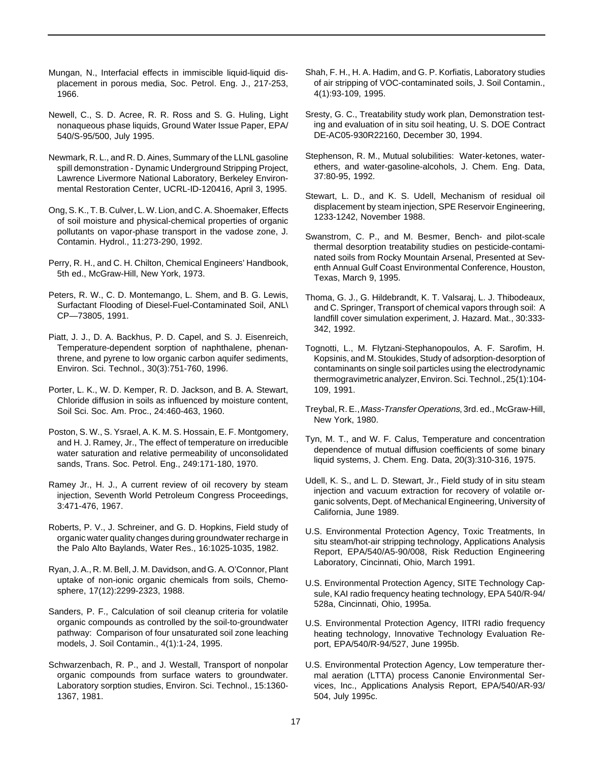Mungan, N., Interfacial effects in immiscible liquid-liquid displacement in porous media, Soc. Petrol. Eng. J., 217-253, 1966.

Newell, C., S. D. Acree, R. R. Ross and S. G. Huling, Light nonaqueous phase liquids, Ground Water Issue Paper, EPA/540/S-95/500, July 1995.

Newmark, R. L., and R. D. Aines, Summary of the LLNL gasoline spill demonstration - Dynamic Underground Stripping Project, Lawrence Livermore National Laboratory, Berkeley Environmental Restoration Center, UCRL-ID-120416, April 3, 1995.

Ong, S. K., T. B. Culver, L. W. Lion, and C. A. Shoemaker, Effects of soil moisture and physical-chemical properties of organic pollutants on vapor-phase transport in the vadose zone, J. Contamin. Hydrol., 11:273-290, 1992.

Perry, R. H., and C. H. Chilton, Chemical Engineers' Handbook, 5th ed., McGraw-Hill, New York, 1973.

Peters, R. W., C. D. Montemango, L. Shem, and B. G. Lewis, Surfactant Flooding of Diesel-Fuel-Contaminated Soil, ANL\CP—73805, 1991.

Piatt, J. J., D. A. Backhus, P. D. Capel, and S. J. Eisenreich, Temperature-dependent sorption of naphthalene, phenanthrene, and pyrene to low organic carbon aquifer sediments, Environ. Sci. Technol., 30(3):751-760, 1996.

Porter, L. K., W. D. Kemper, R. D. Jackson, and B. A. Stewart, Chloride diffusion in soils as influenced by moisture content, Soil Sci. Soc. Am. Proc., 24:460-463, 1960.

Poston, S. W., S. Ysrael, A. K. M. S. Hossain, E. F. Montgomery, and H. J. Ramey, Jr., The effect of temperature on irreducible water saturation and relative permeability of unconsolidated sands, Trans. Soc. Petrol. Eng., 249:171-180, 1970.

Ramey Jr., H. J., A current review of oil recovery by steam injection, Seventh World Petroleum Congress Proceedings, 3:471-476, 1967.

Roberts, P. V., J. Schreiner, and G. D. Hopkins, Field study of organic water quality changes during groundwater recharge in the Palo Alto Baylands, Water Res., 16:1025-1035, 1982.

Ryan, J. A., R. M. Bell, J. M. Davidson, and G. A. O'Connor, Plant uptake of non-ionic organic chemicals from soils, Chemosphere, 17(12):2299-2323, 1988.

Sanders, P. F., Calculation of soil cleanup criteria for volatile organic compounds as controlled by the soil-to-groundwater pathway: Comparison of four unsaturated soil zone leaching models, J. Soil Contamin., 4(1):1-24, 1995.

Schwarzenbach, R. P., and J. Westall, Transport of nonpolar organic compounds from surface waters to groundwater. Laboratory sorption studies, Environ. Sci. Technol., 15:1360-1367, 1981.

Shah, F. H., H. A. Hadim, and G. P. Korfiatis, Laboratory studies of air stripping of VOC-contaminated soils, J. Soil Contamin., 4(1):93-109, 1995.

Sresty, G. C., Treatability study work plan, Demonstration testing and evaluation of in situ soil heating, U. S. DOE Contract DE-AC05-930R22160, December 30, 1994.

Stephenson, R. M., Mutual solubilities: Water-ketones, water-ethers, and water-gasoline-alcohols, J. Chem. Eng. Data, 37:80-95, 1992.

Stewart, L. D., and K. S. Udell, Mechanism of residual oil displacement by steam injection, SPE Reservoir Engineering, 1233-1242, November 1988.

Swanstrom, C. P., and M. Besmer, Bench- and pilot-scale thermal desorption treatability studies on pesticide-contaminated soils from Rocky Mountain Arsenal, Presented at Seventh Annual Gulf Coast Environmental Conference, Houston, Texas, March 9, 1995.

Thoma, G. J., G. Hildebrandt, K. T. Valsaraj, L. J. Thibodeaux, and C. Springer, Transport of chemical vapors through soil: A landfill cover simulation experiment, J. Hazard. Mat., 30:333-342, 1992.

Tognotti, L., M. Flytzani-Stephanopoulos, A. F. Sarofim, H. Kopsinis, and M. Stoukides, Study of adsorption-desorption of contaminants on single soil particles using the electrodynamic thermogravimetric analyzer, Environ. Sci. Technol., 25(1):104-109, 1991.

Treybal, R. E., *Mass-Transfer Operations*, 3rd. ed., McGraw-Hill, New York, 1980.

Tyn, M. T., and W. F. Calus, Temperature and concentration dependence of mutual diffusion coefficients of some binary liquid systems, J. Chem. Eng. Data, 20(3):310-316, 1975.

Udell, K. S., and L. D. Stewart, Jr., Field study of in situ steam injection and vacuum extraction for recovery of volatile organic solvents, Dept. of Mechanical Engineering, University of California, June 1989.

U.S. Environmental Protection Agency, Toxic Treatments, In situ steam/hot-air stripping technology, Applications Analysis Report, EPA/540/A5-90/008, Risk Reduction Engineering Laboratory, Cincinnati, Ohio, March 1991.

U.S. Environmental Protection Agency, SITE Technology Capsule, KAI radio frequency heating technology, EPA 540/R-94/528a, Cincinnati, Ohio, 1995a.

U.S. Environmental Protection Agency, IITRI radio frequency heating technology, Innovative Technology Evaluation Report, EPA/540/R-94/527, June 1995b.

U.S. Environmental Protection Agency, Low temperature thermal aeration (LTTA) process Canonie Environmental Services, Inc., Applications Analysis Report, EPA/540/AR-93/504, July 1995c.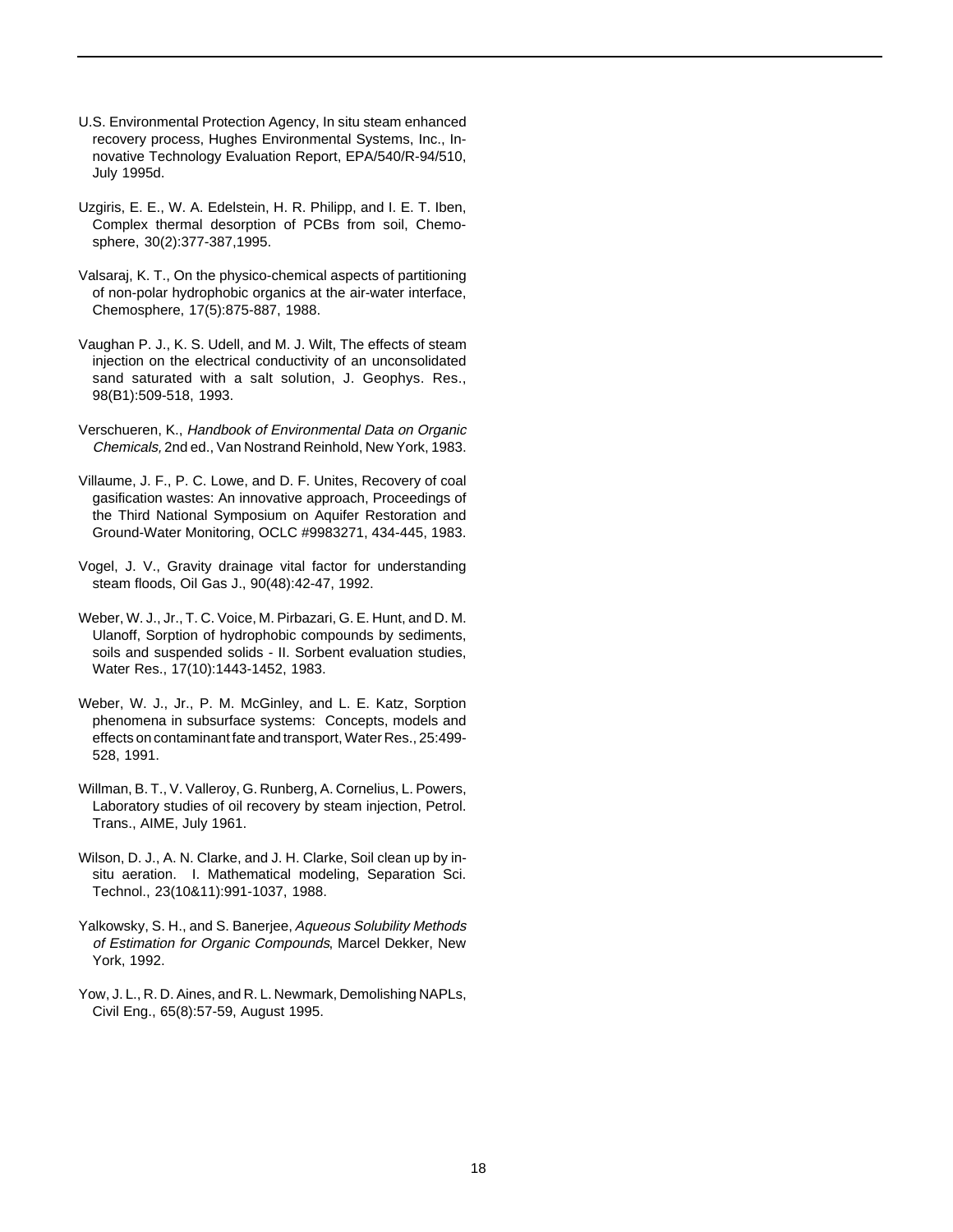U.S. Environmental Protection Agency, In situ steam enhanced recovery process, Hughes Environmental Systems, Inc., Innovative Technology Evaluation Report, EPA/540/R-94/510, July 1995d.

Uzgiris, E. E., W. A. Edelstein, H. R. Philipp, and I. E. T. Iben, Complex thermal desorption of PCBs from soil, Chemosphere, 30(2):377-387,1995.

Valsaraj, K. T., On the physico-chemical aspects of partitioning of non-polar hydrophobic organics at the air-water interface, Chemosphere, 17(5):875-887, 1988.

Vaughan P. J., K. S. Udell, and M. J. Wilt, The effects of steam injection on the electrical conductivity of an unconsolidated sand saturated with a salt solution, J. Geophys. Res., 98(B1):509-518, 1993.

Verschueren, K., *Handbook of Environmental Data on Organic Chemicals,* 2nd ed., Van Nostrand Reinhold, New York, 1983.

Villaume, J. F., P. C. Lowe, and D. F. Unites, Recovery of coal gasification wastes: An innovative approach, Proceedings of the Third National Symposium on Aquifer Restoration and Ground-Water Monitoring, OCLC #9983271, 434-445, 1983.

Vogel, J. V., Gravity drainage vital factor for understanding steam floods, Oil Gas J., 90(48):42-47, 1992.

Weber, W. J., Jr., T. C. Voice, M. Pirbazari, G. E. Hunt, and D. M. Ulanoff, Sorption of hydrophobic compounds by sediments, soils and suspended solids - II. Sorbent evaluation studies, Water Res., 17(10):1443-1452, 1983.

Weber, W. J., Jr., P. M. McGinley, and L. E. Katz, Sorption phenomena in subsurface systems: Concepts, models and effects on contaminant fate and transport, Water Res., 25:499-528, 1991.

Willman, B. T., V. Valleroy, G. Runberg, A. Cornelius, L. Powers, Laboratory studies of oil recovery by steam injection, Petrol. Trans., AIME, July 1961.

Wilson, D. J., A. N. Clarke, and J. H. Clarke, Soil clean up by in-situ aeration. I. Mathematical modeling, Separation Sci. Technol., 23(10&11):991-1037, 1988.

Yalkowsky, S. H., and S. Banerjee, *Aqueous Solubility Methods of Estimation for Organic Compounds*, Marcel Dekker, New York, 1992.

Yow, J. L., R. D. Aines, and R. L. Newmark, Demolishing NAPLs, Civil Eng., 65(8):57-59, August 1995.